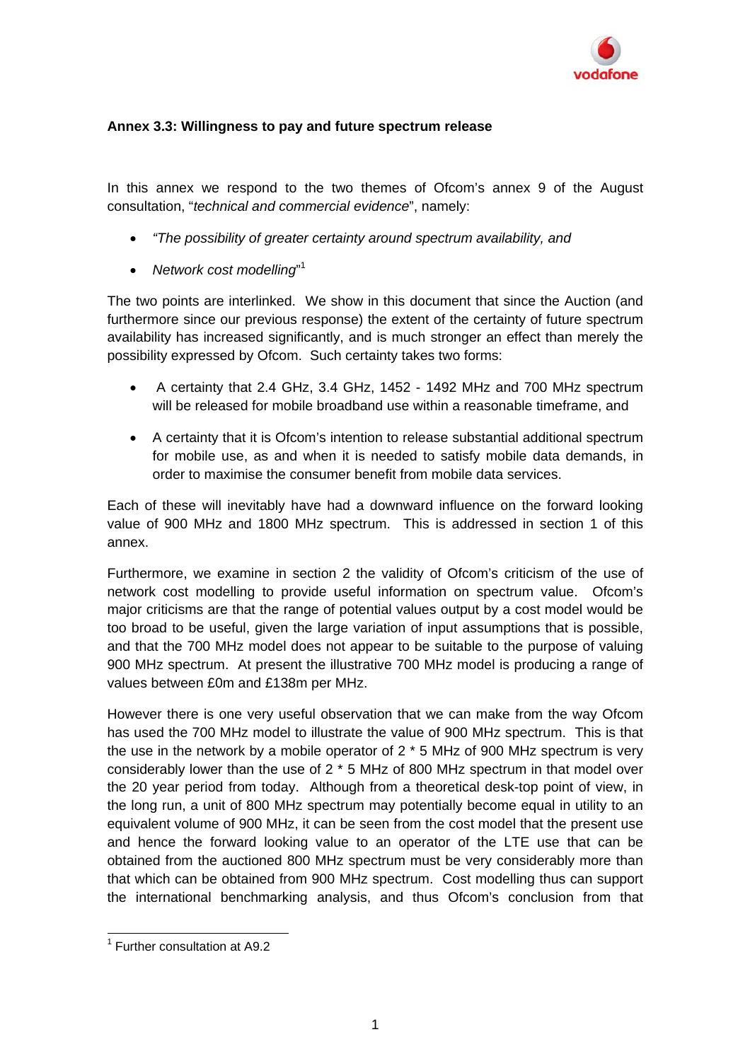**Annex 3.3: Willingness to pay and future spectrum release**

In this annex we respond to the two themes of Ofcom's annex 9 of the August consultation, "*technical and commercial evidence*", namely:

- *"The possibility of greater certainty around spectrum availability, and*
- *Network cost modelling*"[1]

The two points are interlinked. We show in this document that since the Auction (and furthermore since our previous response) the extent of the certainty of future spectrum availability has increased significantly, and is much stronger an effect than merely the possibility expressed by Ofcom. Such certainty takes two forms:

- A certainty that 2.4 GHz, 3.4 GHz, 1452 - 1492 MHz and 700 MHz spectrum will be released for mobile broadband use within a reasonable timeframe, and
- A certainty that it is Ofcom's intention to release substantial additional spectrum for mobile use, as and when it is needed to satisfy mobile data demands, in order to maximise the consumer benefit from mobile data services.

Each of these will inevitably have had a downward influence on the forward looking value of 900 MHz and 1800 MHz spectrum. This is addressed in section 1 of this annex.

Furthermore, we examine in section 2 the validity of Ofcom's criticism of the use of network cost modelling to provide useful information on spectrum value. Ofcom's major criticisms are that the range of potential values output by a cost model would be too broad to be useful, given the large variation of input assumptions that is possible, and that the 700 MHz model does not appear to be suitable to the purpose of valuing 900 MHz spectrum. At present the illustrative 700 MHz model is producing a range of values between £0m and £138m per MHz.

However there is one very useful observation that we can make from the way Ofcom has used the 700 MHz model to illustrate the value of 900 MHz spectrum. This is that the use in the network by a mobile operator of 2 * 5 MHz of 900 MHz spectrum is very considerably lower than the use of 2 * 5 MHz of 800 MHz spectrum in that model over the 20 year period from today. Although from a theoretical desk-top point of view, in the long run, a unit of 800 MHz spectrum may potentially become equal in utility to an equivalent volume of 900 MHz, it can be seen from the cost model that the present use and hence the forward looking value to an operator of the LTE use that can be obtained from the auctioned 800 MHz spectrum must be very considerably more than that which can be obtained from 900 MHz spectrum. Cost modelling thus can support the international benchmarking analysis, and thus Ofcom's conclusion from that

[1] Further consultation at A9.2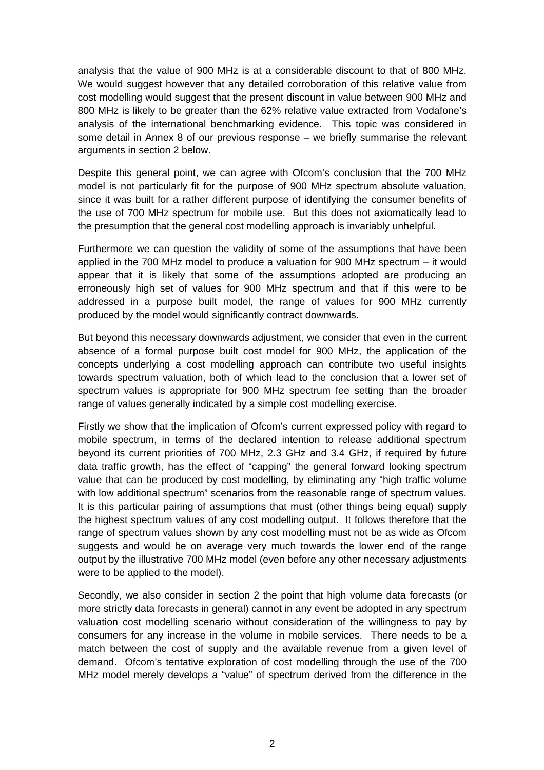analysis that the value of 900 MHz is at a considerable discount to that of 800 MHz. We would suggest however that any detailed corroboration of this relative value from cost modelling would suggest that the present discount in value between 900 MHz and 800 MHz is likely to be greater than the 62% relative value extracted from Vodafone's analysis of the international benchmarking evidence. This topic was considered in some detail in Annex 8 of our previous response – we briefly summarise the relevant arguments in section 2 below.

Despite this general point, we can agree with Ofcom's conclusion that the 700 MHz model is not particularly fit for the purpose of 900 MHz spectrum absolute valuation, since it was built for a rather different purpose of identifying the consumer benefits of the use of 700 MHz spectrum for mobile use. But this does not axiomatically lead to the presumption that the general cost modelling approach is invariably unhelpful.

Furthermore we can question the validity of some of the assumptions that have been applied in the 700 MHz model to produce a valuation for 900 MHz spectrum – it would appear that it is likely that some of the assumptions adopted are producing an erroneously high set of values for 900 MHz spectrum and that if this were to be addressed in a purpose built model, the range of values for 900 MHz currently produced by the model would significantly contract downwards.

But beyond this necessary downwards adjustment, we consider that even in the current absence of a formal purpose built cost model for 900 MHz, the application of the concepts underlying a cost modelling approach can contribute two useful insights towards spectrum valuation, both of which lead to the conclusion that a lower set of spectrum values is appropriate for 900 MHz spectrum fee setting than the broader range of values generally indicated by a simple cost modelling exercise.

Firstly we show that the implication of Ofcom's current expressed policy with regard to mobile spectrum, in terms of the declared intention to release additional spectrum beyond its current priorities of 700 MHz, 2.3 GHz and 3.4 GHz, if required by future data traffic growth, has the effect of "capping" the general forward looking spectrum value that can be produced by cost modelling, by eliminating any "high traffic volume with low additional spectrum" scenarios from the reasonable range of spectrum values. It is this particular pairing of assumptions that must (other things being equal) supply the highest spectrum values of any cost modelling output. It follows therefore that the range of spectrum values shown by any cost modelling must not be as wide as Ofcom suggests and would be on average very much towards the lower end of the range output by the illustrative 700 MHz model (even before any other necessary adjustments were to be applied to the model).

Secondly, we also consider in section 2 the point that high volume data forecasts (or more strictly data forecasts in general) cannot in any event be adopted in any spectrum valuation cost modelling scenario without consideration of the willingness to pay by consumers for any increase in the volume in mobile services. There needs to be a match between the cost of supply and the available revenue from a given level of demand. Ofcom's tentative exploration of cost modelling through the use of the 700 MHz model merely develops a "value" of spectrum derived from the difference in the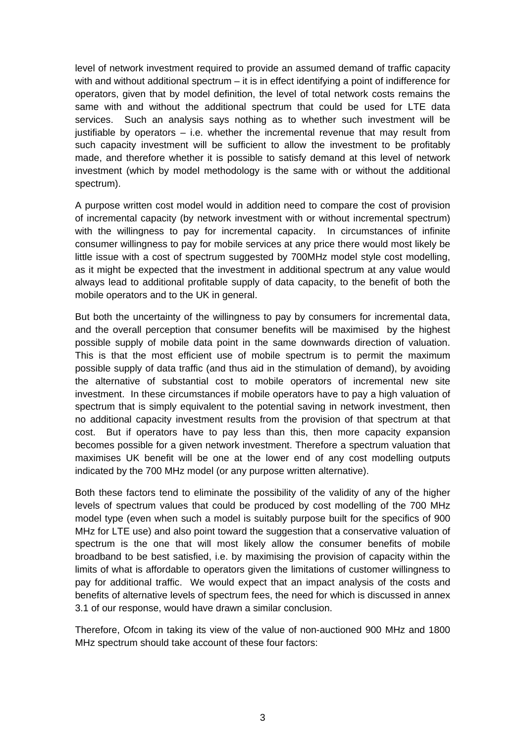level of network investment required to provide an assumed demand of traffic capacity with and without additional spectrum – it is in effect identifying a point of indifference for operators, given that by model definition, the level of total network costs remains the same with and without the additional spectrum that could be used for LTE data services. Such an analysis says nothing as to whether such investment will be justifiable by operators – i.e. whether the incremental revenue that may result from such capacity investment will be sufficient to allow the investment to be profitably made, and therefore whether it is possible to satisfy demand at this level of network investment (which by model methodology is the same with or without the additional spectrum).

A purpose written cost model would in addition need to compare the cost of provision of incremental capacity (by network investment with or without incremental spectrum) with the willingness to pay for incremental capacity. In circumstances of infinite consumer willingness to pay for mobile services at any price there would most likely be little issue with a cost of spectrum suggested by 700MHz model style cost modelling, as it might be expected that the investment in additional spectrum at any value would always lead to additional profitable supply of data capacity, to the benefit of both the mobile operators and to the UK in general.

But both the uncertainty of the willingness to pay by consumers for incremental data, and the overall perception that consumer benefits will be maximised by the highest possible supply of mobile data point in the same downwards direction of valuation. This is that the most efficient use of mobile spectrum is to permit the maximum possible supply of data traffic (and thus aid in the stimulation of demand), by avoiding the alternative of substantial cost to mobile operators of incremental new site investment. In these circumstances if mobile operators have to pay a high valuation of spectrum that is simply equivalent to the potential saving in network investment, then no additional capacity investment results from the provision of that spectrum at that cost. But if operators have to pay less than this, then more capacity expansion becomes possible for a given network investment. Therefore a spectrum valuation that maximises UK benefit will be one at the lower end of any cost modelling outputs indicated by the 700 MHz model (or any purpose written alternative).

Both these factors tend to eliminate the possibility of the validity of any of the higher levels of spectrum values that could be produced by cost modelling of the 700 MHz model type (even when such a model is suitably purpose built for the specifics of 900 MHz for LTE use) and also point toward the suggestion that a conservative valuation of spectrum is the one that will most likely allow the consumer benefits of mobile broadband to be best satisfied, i.e. by maximising the provision of capacity within the limits of what is affordable to operators given the limitations of customer willingness to pay for additional traffic. We would expect that an impact analysis of the costs and benefits of alternative levels of spectrum fees, the need for which is discussed in annex 3.1 of our response, would have drawn a similar conclusion.

Therefore, Ofcom in taking its view of the value of non-auctioned 900 MHz and 1800 MHz spectrum should take account of these four factors: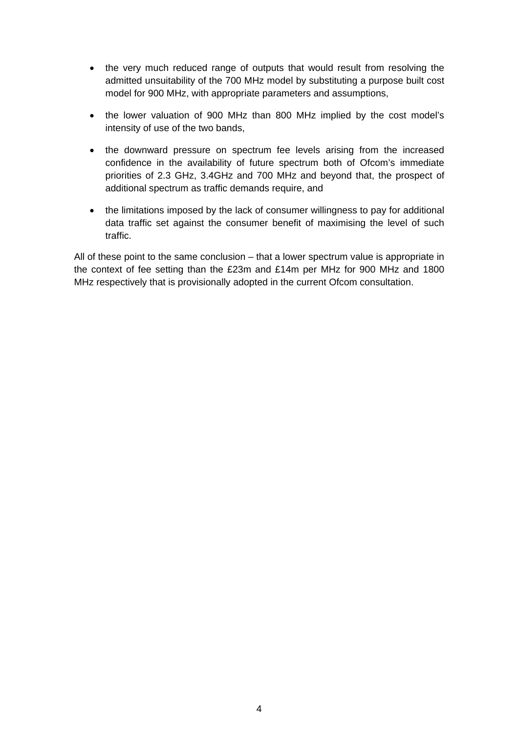- the very much reduced range of outputs that would result from resolving the admitted unsuitability of the 700 MHz model by substituting a purpose built cost model for 900 MHz, with appropriate parameters and assumptions,
- the lower valuation of 900 MHz than 800 MHz implied by the cost model's intensity of use of the two bands,
- the downward pressure on spectrum fee levels arising from the increased confidence in the availability of future spectrum both of Ofcom's immediate priorities of 2.3 GHz, 3.4GHz and 700 MHz and beyond that, the prospect of additional spectrum as traffic demands require, and
- the limitations imposed by the lack of consumer willingness to pay for additional data traffic set against the consumer benefit of maximising the level of such traffic.

All of these point to the same conclusion – that a lower spectrum value is appropriate in the context of fee setting than the £23m and £14m per MHz for 900 MHz and 1800 MHz respectively that is provisionally adopted in the current Ofcom consultation.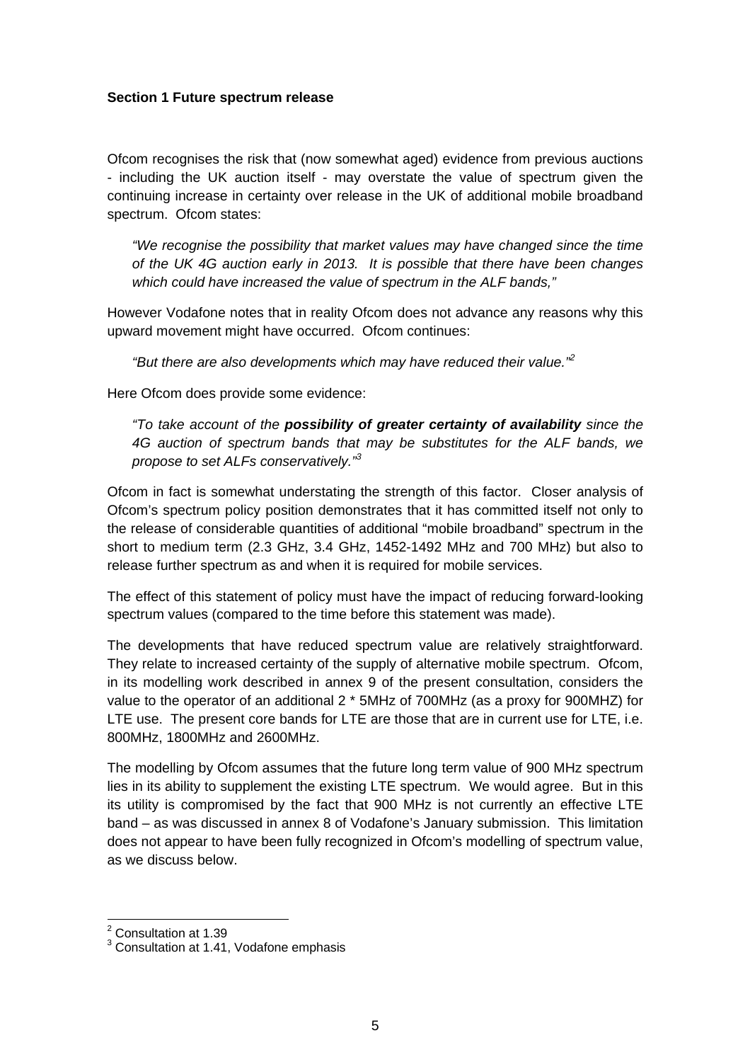**Section 1 Future spectrum release**

Ofcom recognises the risk that (now somewhat aged) evidence from previous auctions - including the UK auction itself - may overstate the value of spectrum given the continuing increase in certainty over release in the UK of additional mobile broadband spectrum. Ofcom states:

> *"We recognise the possibility that market values may have changed since the time of the UK 4G auction early in 2013. It is possible that there have been changes which could have increased the value of spectrum in the ALF bands,"*

However Vodafone notes that in reality Ofcom does not advance any reasons why this upward movement might have occurred. Ofcom continues:

> *"But there are also developments which may have reduced their value."*[2]

Here Ofcom does provide some evidence:

> *"To take account of the* ***possibility of greater certainty of availability*** *since the 4G auction of spectrum bands that may be substitutes for the ALF bands, we propose to set ALFs conservatively."*[3]

Ofcom in fact is somewhat understating the strength of this factor. Closer analysis of Ofcom's spectrum policy position demonstrates that it has committed itself not only to the release of considerable quantities of additional "mobile broadband" spectrum in the short to medium term (2.3 GHz, 3.4 GHz, 1452-1492 MHz and 700 MHz) but also to release further spectrum as and when it is required for mobile services.

The effect of this statement of policy must have the impact of reducing forward-looking spectrum values (compared to the time before this statement was made).

The developments that have reduced spectrum value are relatively straightforward. They relate to increased certainty of the supply of alternative mobile spectrum. Ofcom, in its modelling work described in annex 9 of the present consultation, considers the value to the operator of an additional 2 * 5MHz of 700MHz (as a proxy for 900MHZ) for LTE use. The present core bands for LTE are those that are in current use for LTE, i.e. 800MHz, 1800MHz and 2600MHz.

The modelling by Ofcom assumes that the future long term value of 900 MHz spectrum lies in its ability to supplement the existing LTE spectrum. We would agree. But in this its utility is compromised by the fact that 900 MHz is not currently an effective LTE band – as was discussed in annex 8 of Vodafone's January submission. This limitation does not appear to have been fully recognized in Ofcom's modelling of spectrum value, as we discuss below.

---

[2] Consultation at 1.39

[3] Consultation at 1.41, Vodafone emphasis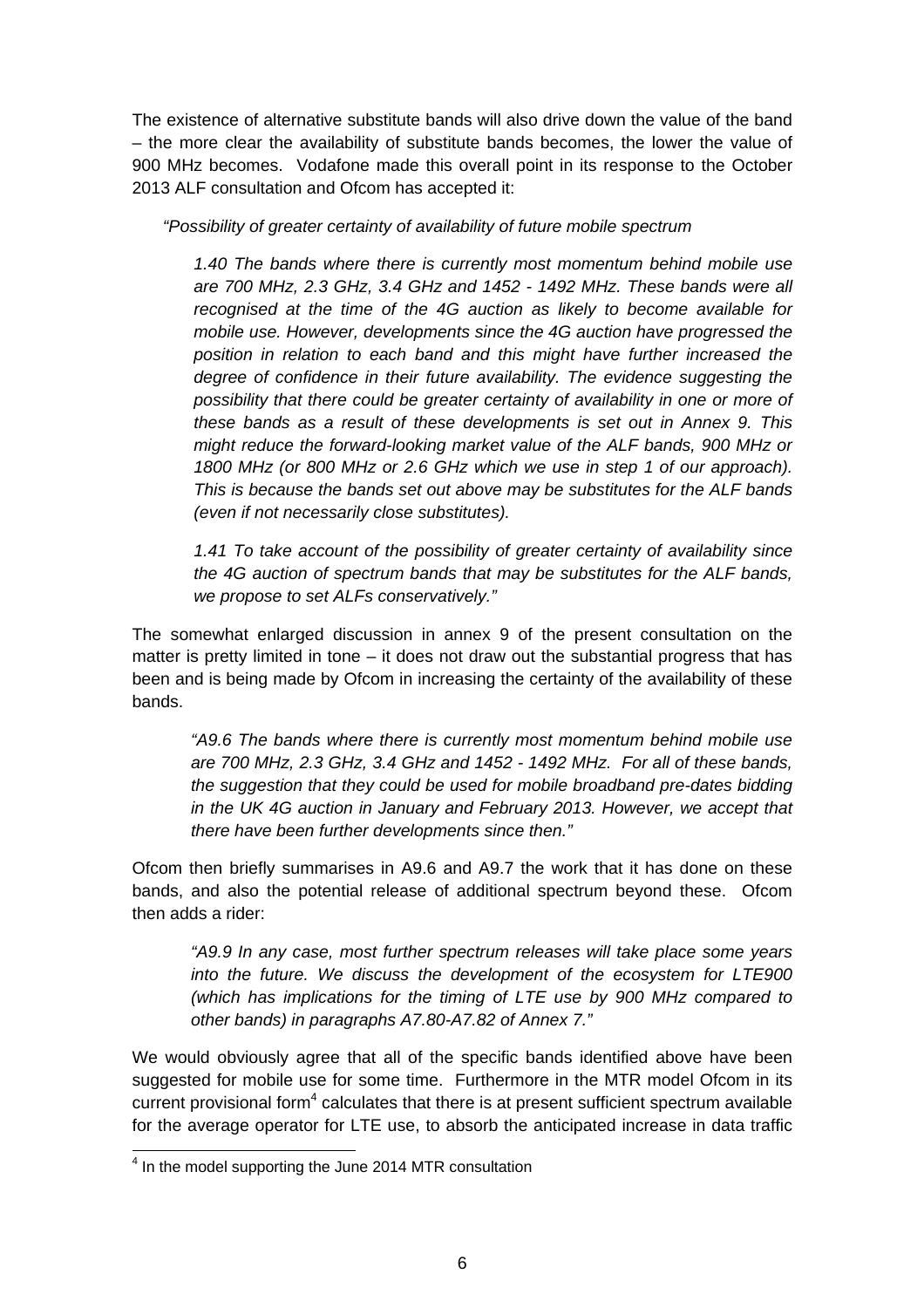The existence of alternative substitute bands will also drive down the value of the band – the more clear the availability of substitute bands becomes, the lower the value of 900 MHz becomes. Vodafone made this overall point in its response to the October 2013 ALF consultation and Ofcom has accepted it:

> *"Possibility of greater certainty of availability of future mobile spectrum*
>
> *1.40 The bands where there is currently most momentum behind mobile use are 700 MHz, 2.3 GHz, 3.4 GHz and 1452 - 1492 MHz. These bands were all recognised at the time of the 4G auction as likely to become available for mobile use. However, developments since the 4G auction have progressed the position in relation to each band and this might have further increased the degree of confidence in their future availability. The evidence suggesting the possibility that there could be greater certainty of availability in one or more of these bands as a result of these developments is set out in Annex 9. This might reduce the forward-looking market value of the ALF bands, 900 MHz or 1800 MHz (or 800 MHz or 2.6 GHz which we use in step 1 of our approach). This is because the bands set out above may be substitutes for the ALF bands (even if not necessarily close substitutes).*
>
> *1.41 To take account of the possibility of greater certainty of availability since the 4G auction of spectrum bands that may be substitutes for the ALF bands, we propose to set ALFs conservatively."*

The somewhat enlarged discussion in annex 9 of the present consultation on the matter is pretty limited in tone – it does not draw out the substantial progress that has been and is being made by Ofcom in increasing the certainty of the availability of these bands.

> *"A9.6 The bands where there is currently most momentum behind mobile use are 700 MHz, 2.3 GHz, 3.4 GHz and 1452 - 1492 MHz. For all of these bands, the suggestion that they could be used for mobile broadband pre-dates bidding in the UK 4G auction in January and February 2013. However, we accept that there have been further developments since then."*

Ofcom then briefly summarises in A9.6 and A9.7 the work that it has done on these bands, and also the potential release of additional spectrum beyond these. Ofcom then adds a rider:

> *"A9.9 In any case, most further spectrum releases will take place some years into the future. We discuss the development of the ecosystem for LTE900 (which has implications for the timing of LTE use by 900 MHz compared to other bands) in paragraphs A7.80-A7.82 of Annex 7."*

We would obviously agree that all of the specific bands identified above have been suggested for mobile use for some time. Furthermore in the MTR model Ofcom in its current provisional form[4] calculates that there is at present sufficient spectrum available for the average operator for LTE use, to absorb the anticipated increase in data traffic

[4] In the model supporting the June 2014 MTR consultation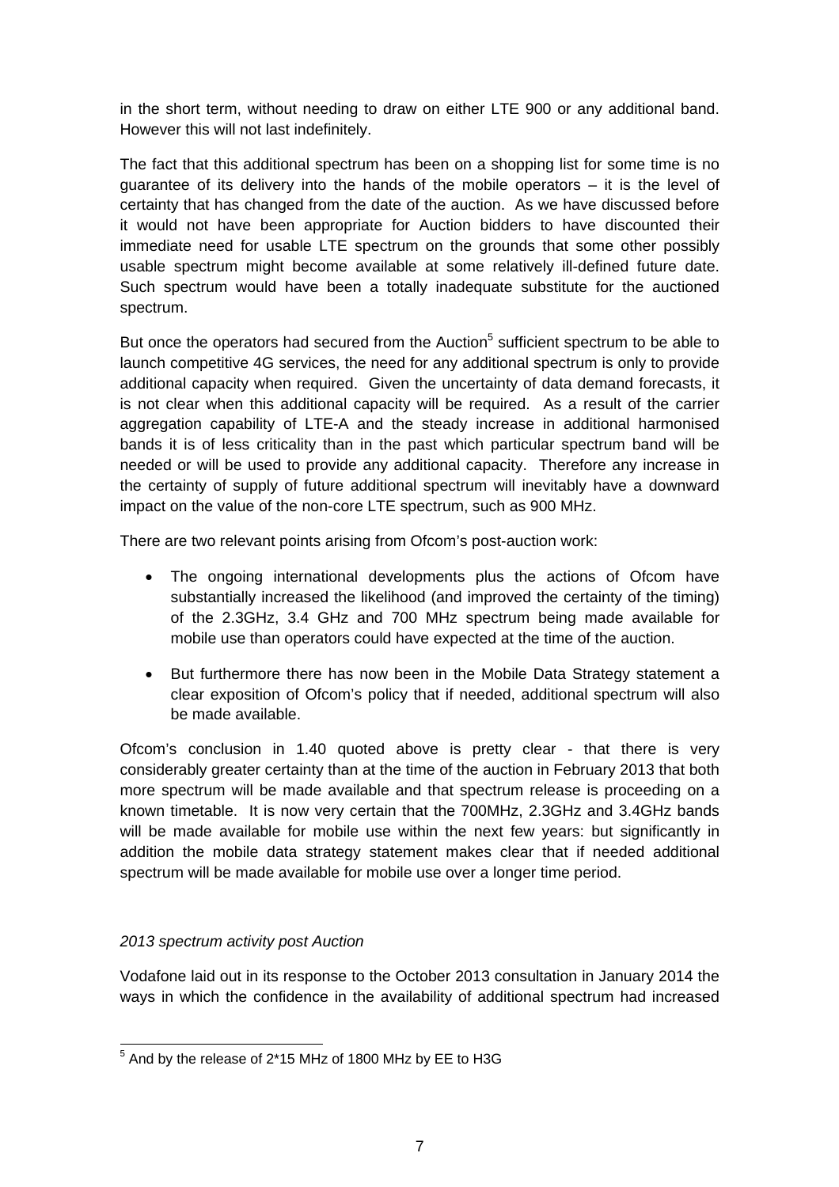in the short term, without needing to draw on either LTE 900 or any additional band. However this will not last indefinitely.

The fact that this additional spectrum has been on a shopping list for some time is no guarantee of its delivery into the hands of the mobile operators – it is the level of certainty that has changed from the date of the auction. As we have discussed before it would not have been appropriate for Auction bidders to have discounted their immediate need for usable LTE spectrum on the grounds that some other possibly usable spectrum might become available at some relatively ill-defined future date. Such spectrum would have been a totally inadequate substitute for the auctioned spectrum.

But once the operators had secured from the Auction[5] sufficient spectrum to be able to launch competitive 4G services, the need for any additional spectrum is only to provide additional capacity when required. Given the uncertainty of data demand forecasts, it is not clear when this additional capacity will be required. As a result of the carrier aggregation capability of LTE-A and the steady increase in additional harmonised bands it is of less criticality than in the past which particular spectrum band will be needed or will be used to provide any additional capacity. Therefore any increase in the certainty of supply of future additional spectrum will inevitably have a downward impact on the value of the non-core LTE spectrum, such as 900 MHz.

There are two relevant points arising from Ofcom's post-auction work:

- The ongoing international developments plus the actions of Ofcom have substantially increased the likelihood (and improved the certainty of the timing) of the 2.3GHz, 3.4 GHz and 700 MHz spectrum being made available for mobile use than operators could have expected at the time of the auction.
- But furthermore there has now been in the Mobile Data Strategy statement a clear exposition of Ofcom's policy that if needed, additional spectrum will also be made available.

Ofcom's conclusion in 1.40 quoted above is pretty clear - that there is very considerably greater certainty than at the time of the auction in February 2013 that both more spectrum will be made available and that spectrum release is proceeding on a known timetable. It is now very certain that the 700MHz, 2.3GHz and 3.4GHz bands will be made available for mobile use within the next few years: but significantly in addition the mobile data strategy statement makes clear that if needed additional spectrum will be made available for mobile use over a longer time period.

*2013 spectrum activity post Auction*

Vodafone laid out in its response to the October 2013 consultation in January 2014 the ways in which the confidence in the availability of additional spectrum had increased

[5] And by the release of 2*15 MHz of 1800 MHz by EE to H3G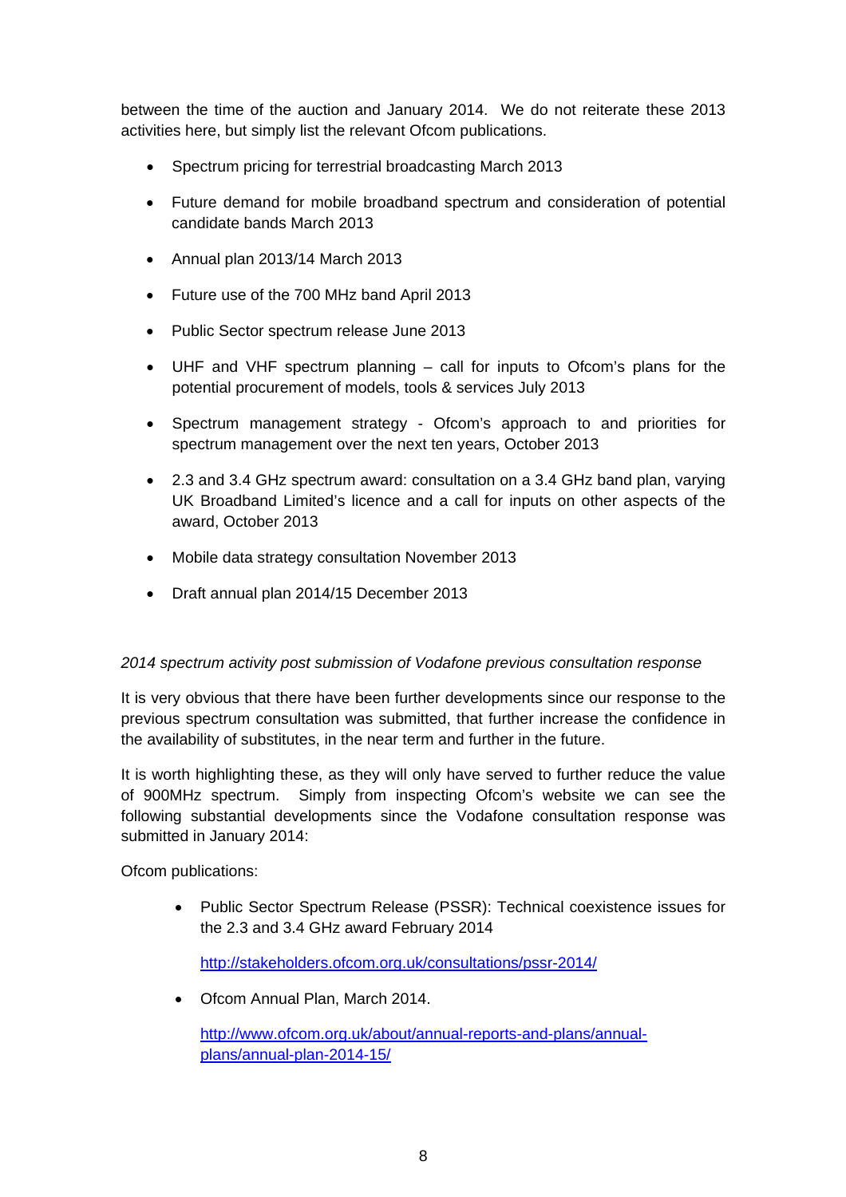between the time of the auction and January 2014. We do not reiterate these 2013 activities here, but simply list the relevant Ofcom publications.

- Spectrum pricing for terrestrial broadcasting March 2013
- Future demand for mobile broadband spectrum and consideration of potential candidate bands March 2013
- Annual plan 2013/14 March 2013
- Future use of the 700 MHz band April 2013
- Public Sector spectrum release June 2013
- UHF and VHF spectrum planning – call for inputs to Ofcom's plans for the potential procurement of models, tools & services July 2013
- Spectrum management strategy - Ofcom's approach to and priorities for spectrum management over the next ten years, October 2013
- 2.3 and 3.4 GHz spectrum award: consultation on a 3.4 GHz band plan, varying UK Broadband Limited's licence and a call for inputs on other aspects of the award, October 2013
- Mobile data strategy consultation November 2013
- Draft annual plan 2014/15 December 2013

*2014 spectrum activity post submission of Vodafone previous consultation response*

It is very obvious that there have been further developments since our response to the previous spectrum consultation was submitted, that further increase the confidence in the availability of substitutes, in the near term and further in the future.

It is worth highlighting these, as they will only have served to further reduce the value of 900MHz spectrum. Simply from inspecting Ofcom's website we can see the following substantial developments since the Vodafone consultation response was submitted in January 2014:

Ofcom publications:

- Public Sector Spectrum Release (PSSR): Technical coexistence issues for the 2.3 and 3.4 GHz award February 2014

  http://stakeholders.ofcom.org.uk/consultations/pssr-2014/

- Ofcom Annual Plan, March 2014.

  http://www.ofcom.org.uk/about/annual-reports-and-plans/annual-plans/annual-plan-2014-15/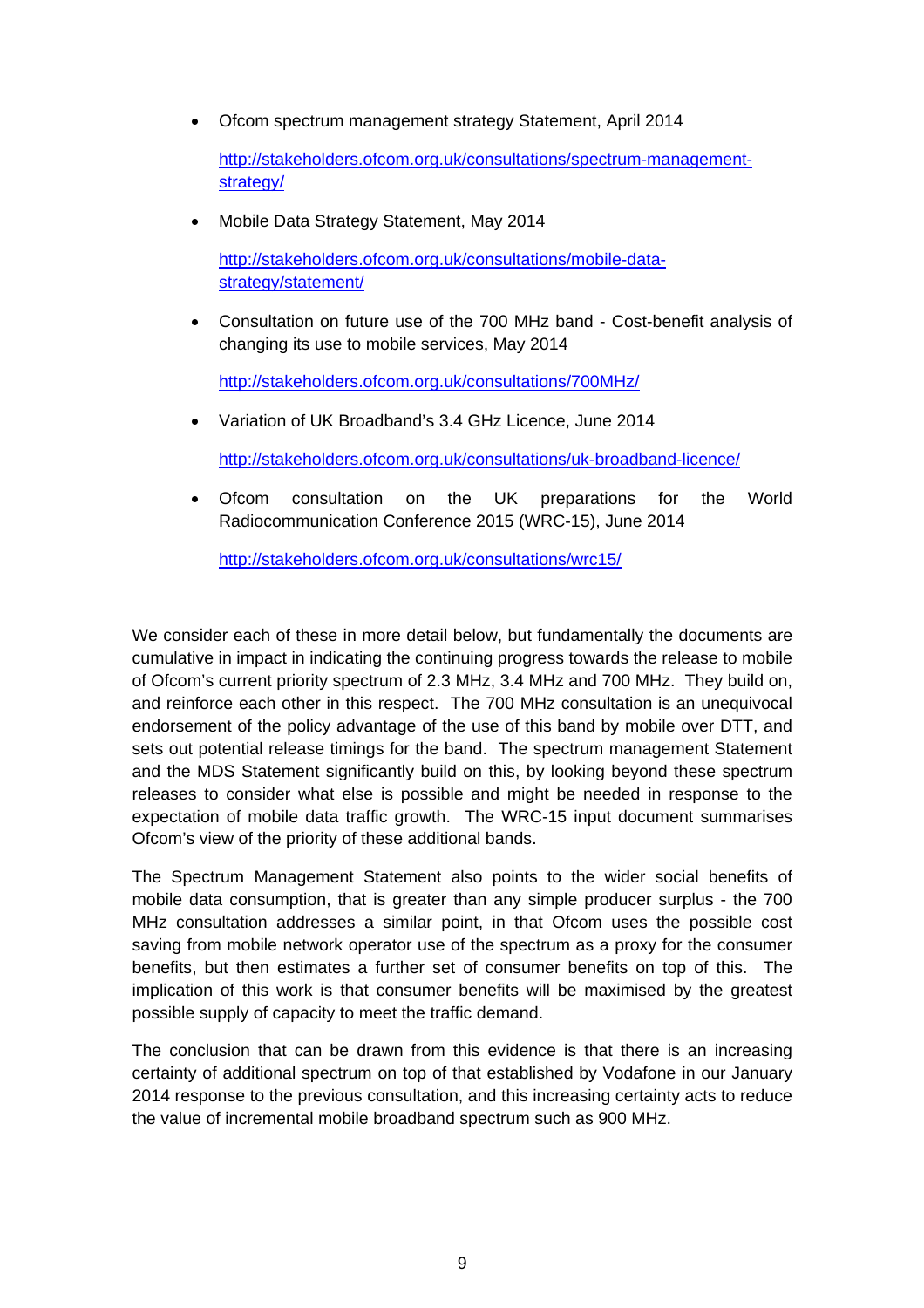- Ofcom spectrum management strategy Statement, April 2014

  [http://stakeholders.ofcom.org.uk/consultations/spectrum-management-strategy/](http://stakeholders.ofcom.org.uk/consultations/spectrum-management-strategy/)

- Mobile Data Strategy Statement, May 2014

  [http://stakeholders.ofcom.org.uk/consultations/mobile-data-strategy/statement/](http://stakeholders.ofcom.org.uk/consultations/mobile-data-strategy/statement/)

- Consultation on future use of the 700 MHz band - Cost-benefit analysis of changing its use to mobile services, May 2014

  [http://stakeholders.ofcom.org.uk/consultations/700MHz/](http://stakeholders.ofcom.org.uk/consultations/700MHz/)

- Variation of UK Broadband's 3.4 GHz Licence, June 2014

  [http://stakeholders.ofcom.org.uk/consultations/uk-broadband-licence/](http://stakeholders.ofcom.org.uk/consultations/uk-broadband-licence/)

- Ofcom consultation on the UK preparations for the World Radiocommunication Conference 2015 (WRC-15), June 2014

  [http://stakeholders.ofcom.org.uk/consultations/wrc15/](http://stakeholders.ofcom.org.uk/consultations/wrc15/)

We consider each of these in more detail below, but fundamentally the documents are cumulative in impact in indicating the continuing progress towards the release to mobile of Ofcom's current priority spectrum of 2.3 MHz, 3.4 MHz and 700 MHz. They build on, and reinforce each other in this respect. The 700 MHz consultation is an unequivocal endorsement of the policy advantage of the use of this band by mobile over DTT, and sets out potential release timings for the band. The spectrum management Statement and the MDS Statement significantly build on this, by looking beyond these spectrum releases to consider what else is possible and might be needed in response to the expectation of mobile data traffic growth. The WRC-15 input document summarises Ofcom's view of the priority of these additional bands.

The Spectrum Management Statement also points to the wider social benefits of mobile data consumption, that is greater than any simple producer surplus - the 700 MHz consultation addresses a similar point, in that Ofcom uses the possible cost saving from mobile network operator use of the spectrum as a proxy for the consumer benefits, but then estimates a further set of consumer benefits on top of this. The implication of this work is that consumer benefits will be maximised by the greatest possible supply of capacity to meet the traffic demand.

The conclusion that can be drawn from this evidence is that there is an increasing certainty of additional spectrum on top of that established by Vodafone in our January 2014 response to the previous consultation, and this increasing certainty acts to reduce the value of incremental mobile broadband spectrum such as 900 MHz.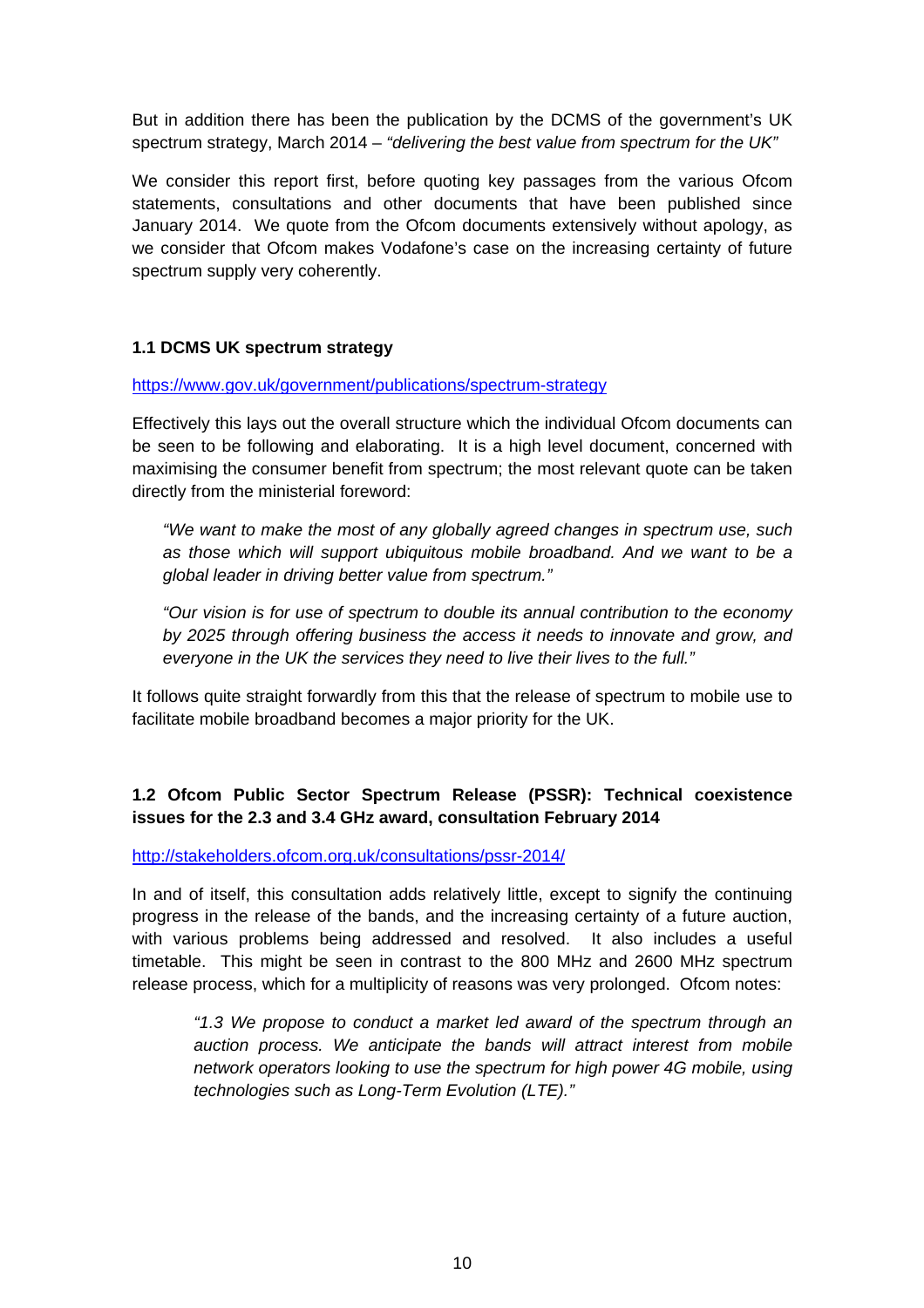But in addition there has been the publication by the DCMS of the government's UK spectrum strategy, March 2014 – *"delivering the best value from spectrum for the UK"*

We consider this report first, before quoting key passages from the various Ofcom statements, consultations and other documents that have been published since January 2014. We quote from the Ofcom documents extensively without apology, as we consider that Ofcom makes Vodafone's case on the increasing certainty of future spectrum supply very coherently.

### 1.1 DCMS UK spectrum strategy

https://www.gov.uk/government/publications/spectrum-strategy

Effectively this lays out the overall structure which the individual Ofcom documents can be seen to be following and elaborating. It is a high level document, concerned with maximising the consumer benefit from spectrum; the most relevant quote can be taken directly from the ministerial foreword:

> *"We want to make the most of any globally agreed changes in spectrum use, such as those which will support ubiquitous mobile broadband. And we want to be a global leader in driving better value from spectrum."*
>
> *"Our vision is for use of spectrum to double its annual contribution to the economy by 2025 through offering business the access it needs to innovate and grow, and everyone in the UK the services they need to live their lives to the full."*

It follows quite straight forwardly from this that the release of spectrum to mobile use to facilitate mobile broadband becomes a major priority for the UK.

### 1.2 Ofcom Public Sector Spectrum Release (PSSR): Technical coexistence issues for the 2.3 and 3.4 GHz award, consultation February 2014

http://stakeholders.ofcom.org.uk/consultations/pssr-2014/

In and of itself, this consultation adds relatively little, except to signify the continuing progress in the release of the bands, and the increasing certainty of a future auction, with various problems being addressed and resolved. It also includes a useful timetable. This might be seen in contrast to the 800 MHz and 2600 MHz spectrum release process, which for a multiplicity of reasons was very prolonged. Ofcom notes:

> *"1.3 We propose to conduct a market led award of the spectrum through an auction process. We anticipate the bands will attract interest from mobile network operators looking to use the spectrum for high power 4G mobile, using technologies such as Long-Term Evolution (LTE)."*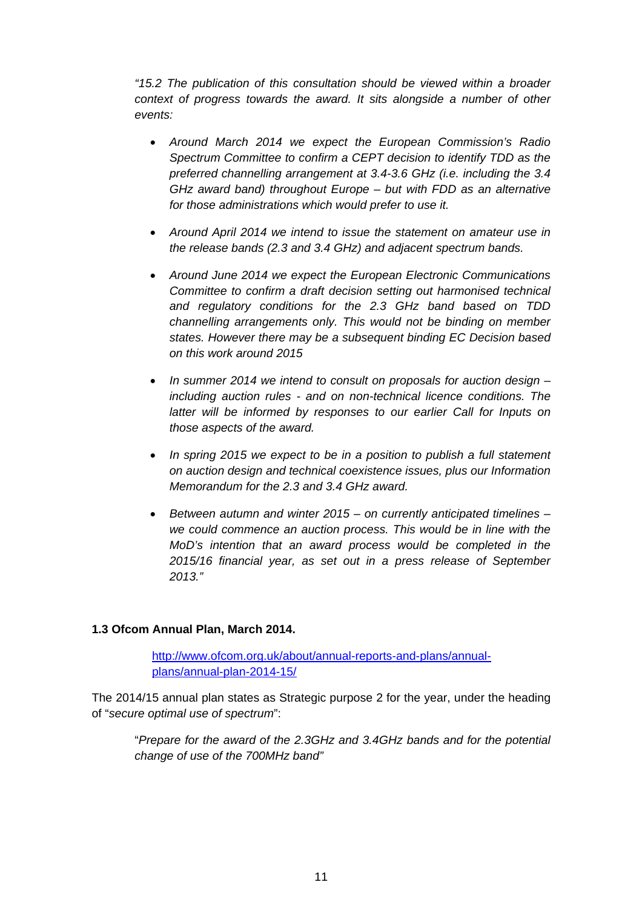*"15.2 The publication of this consultation should be viewed within a broader context of progress towards the award. It sits alongside a number of other events:*

- *Around March 2014 we expect the European Commission's Radio Spectrum Committee to confirm a CEPT decision to identify TDD as the preferred channelling arrangement at 3.4-3.6 GHz (i.e. including the 3.4 GHz award band) throughout Europe – but with FDD as an alternative for those administrations which would prefer to use it.*
- *Around April 2014 we intend to issue the statement on amateur use in the release bands (2.3 and 3.4 GHz) and adjacent spectrum bands.*
- *Around June 2014 we expect the European Electronic Communications Committee to confirm a draft decision setting out harmonised technical and regulatory conditions for the 2.3 GHz band based on TDD channelling arrangements only. This would not be binding on member states. However there may be a subsequent binding EC Decision based on this work around 2015*
- *In summer 2014 we intend to consult on proposals for auction design – including auction rules - and on non-technical licence conditions. The latter will be informed by responses to our earlier Call for Inputs on those aspects of the award.*
- *In spring 2015 we expect to be in a position to publish a full statement on auction design and technical coexistence issues, plus our Information Memorandum for the 2.3 and 3.4 GHz award.*
- *Between autumn and winter 2015 – on currently anticipated timelines – we could commence an auction process. This would be in line with the MoD's intention that an award process would be completed in the 2015/16 financial year, as set out in a press release of September 2013."*

**1.3 Ofcom Annual Plan, March 2014.**

> http://www.ofcom.org.uk/about/annual-reports-and-plans/annual-plans/annual-plan-2014-15/

The 2014/15 annual plan states as Strategic purpose 2 for the year, under the heading of "*secure optimal use of spectrum*":

> "*Prepare for the award of the 2.3GHz and 3.4GHz bands and for the potential change of use of the 700MHz band"*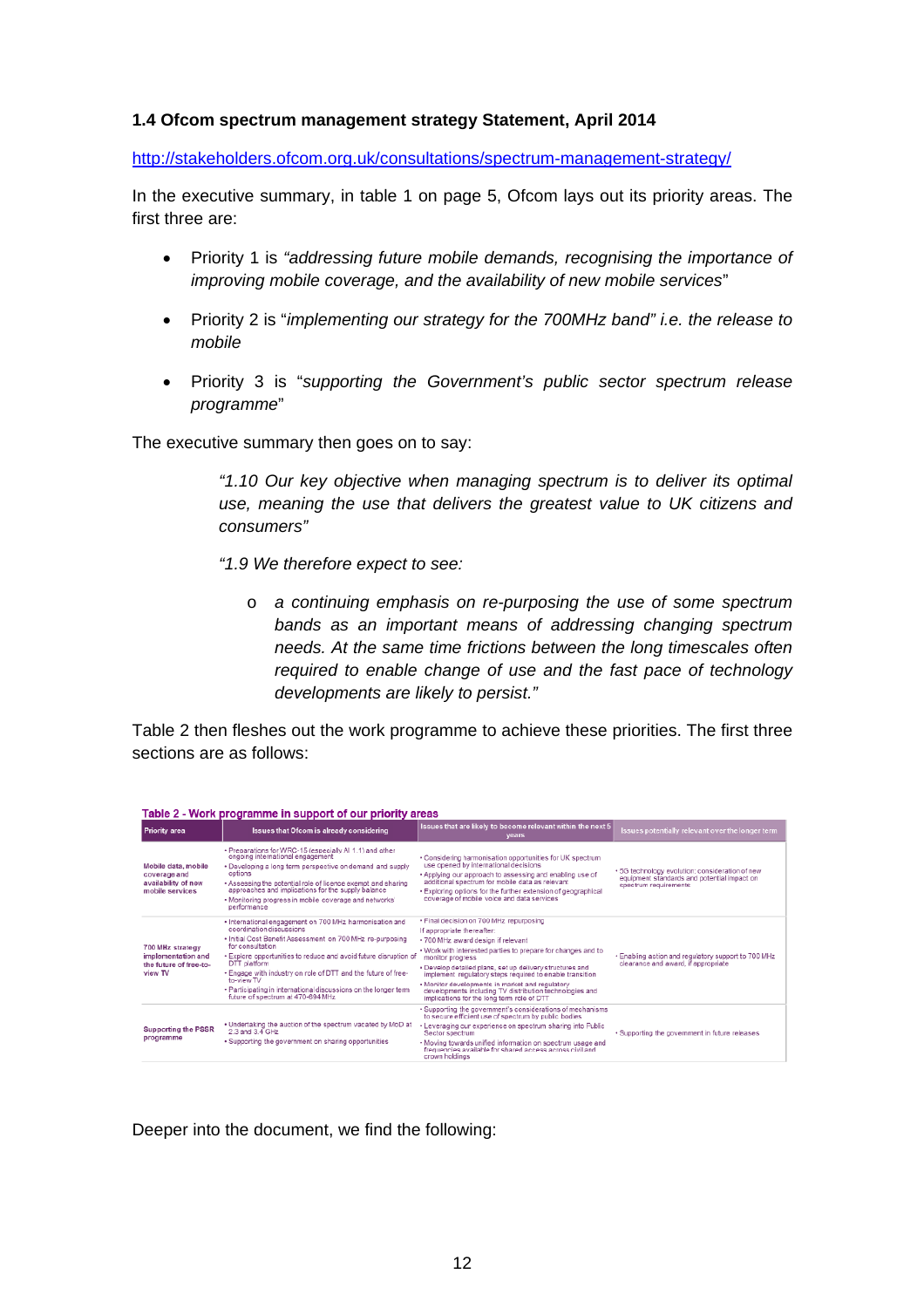**1.4 Ofcom spectrum management strategy Statement, April 2014**

http://stakeholders.ofcom.org.uk/consultations/spectrum-management-strategy/

In the executive summary, in table 1 on page 5, Ofcom lays out its priority areas. The first three are:

- Priority 1 is *"addressing future mobile demands, recognising the importance of improving mobile coverage, and the availability of new mobile services*"
- Priority 2 is "*implementing our strategy for the 700MHz band" i.e. the release to mobile*
- Priority 3 is "*supporting the Government's public sector spectrum release programme*"

The executive summary then goes on to say:

> *"1.10 Our key objective when managing spectrum is to deliver its optimal use, meaning the use that delivers the greatest value to UK citizens and consumers"*
>
> *"1.9 We therefore expect to see:*
>
> - *a continuing emphasis on re-purposing the use of some spectrum bands as an important means of addressing changing spectrum needs. At the same time frictions between the long timescales often required to enable change of use and the fast pace of technology developments are likely to persist."*

Table 2 then fleshes out the work programme to achieve these priorities. The first three sections are as follows:

**Table 2 - Work programme in support of our priority areas**

| Priority area | Issues that Ofcom is already considering | Issues that are likely to become relevant within the next 5 years | Issues potentially relevant over the longer term |
|---|---|---|---|
| Mobile data, mobile coverage and availability of new mobile services | • Preparations for WRC-15 (especially AI 1.1) and other ongoing international engagement<br>• Developing a long term perspective on demand and supply options<br>• Assessing the potential role of licence exempt and sharing approaches and implications for the supply balance<br>• Monitoring progress in mobile coverage and networks' performance | • Considering harmonisation opportunities for UK spectrum use opened by international decisions<br>• Applying our approach to assessing and enabling use of additional spectrum for mobile data as relevant<br>• Exploring options for the further extension of geographical coverage of mobile voice and data services | • 5G technology evolution: consideration of new equipment standards and potential impact on spectrum requirements |
| 700 MHz strategy implementation and the future of free-to-view TV | • International engagement on 700 MHz harmonisation and coordination discussions<br>• Initial Cost Benefit Assessment on 700 MHz re-purposing for consultation<br>• Explore opportunities to reduce and avoid future disruption of DTT platform<br>• Engage with industry on role of DTT and the future of free-to-view TV<br>• Participating in international discussions on the longer term future of spectrum at 470-694 MHz | • Final decision on 700 MHz repurposing<br>If appropriate thereafter:<br>• 700 MHz award design if relevant<br>• Work with interested parties to prepare for changes and to monitor progress<br>• Develop detailed plans, set up delivery structures and implement regulatory steps required to enable transition<br>• Monitor developments in market and regulatory developments including TV distribution technologies and implications for the long term role of DTT | • Enabling action and regulatory support to 700 MHz clearance and award, if appropriate |
| Supporting the PSSR programme | • Undertaking the auction of the spectrum vacated by MoD at 2.3 and 3.4 GHz<br>• Supporting the government on sharing opportunities | • Supporting the government's considerations of mechanisms to secure efficient use of spectrum by public bodies<br>• Leveraging our experience on spectrum sharing into Public Sector spectrum<br>• Moving towards unified information on spectrum usage and frequencies available for shared access across civil and crown holdings | • Supporting the government in future releases |

Deeper into the document, we find the following: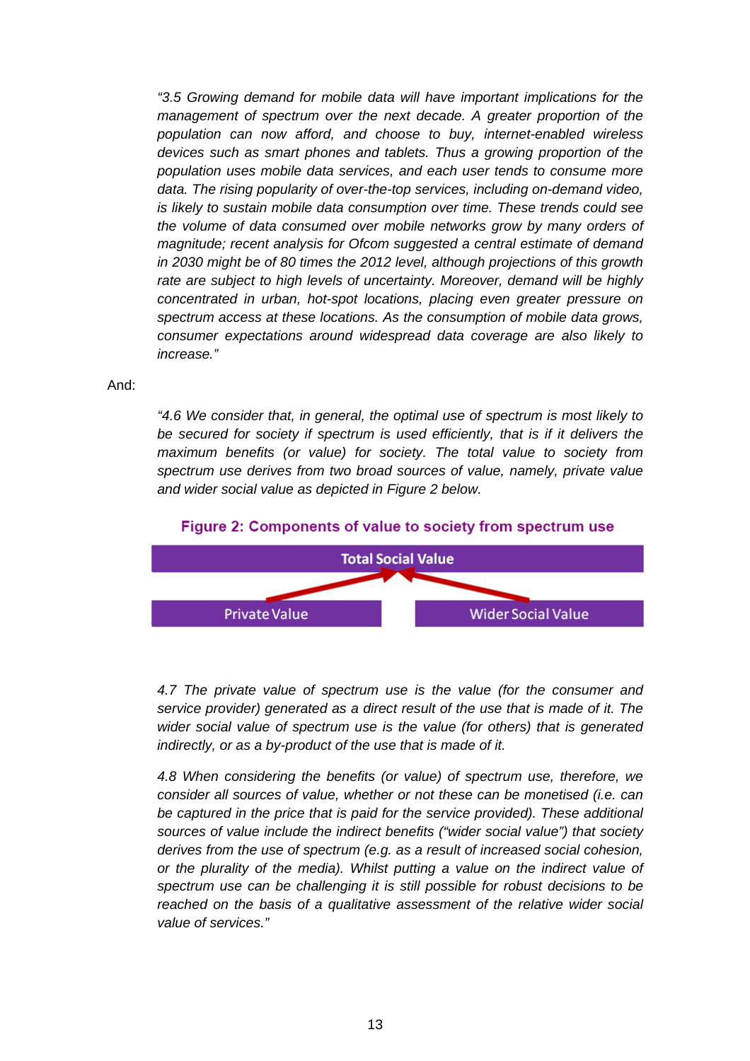*"3.5 Growing demand for mobile data will have important implications for the management of spectrum over the next decade. A greater proportion of the population can now afford, and choose to buy, internet-enabled wireless devices such as smart phones and tablets. Thus a growing proportion of the population uses mobile data services, and each user tends to consume more data. The rising popularity of over-the-top services, including on-demand video, is likely to sustain mobile data consumption over time. These trends could see the volume of data consumed over mobile networks grow by many orders of magnitude; recent analysis for Ofcom suggested a central estimate of demand in 2030 might be of 80 times the 2012 level, although projections of this growth rate are subject to high levels of uncertainty. Moreover, demand will be highly concentrated in urban, hot-spot locations, placing even greater pressure on spectrum access at these locations. As the consumption of mobile data grows, consumer expectations around widespread data coverage are also likely to increase."*

And:

*"4.6 We consider that, in general, the optimal use of spectrum is most likely to be secured for society if spectrum is used efficiently, that is if it delivers the maximum benefits (or value) for society. The total value to society from spectrum use derives from two broad sources of value, namely, private value and wider social value as depicted in Figure 2 below.*

**Figure 2: Components of value to society from spectrum use**

Total Social Value

Private Value | Wider Social Value

*4.7 The private value of spectrum use is the value (for the consumer and service provider) generated as a direct result of the use that is made of it. The wider social value of spectrum use is the value (for others) that is generated indirectly, or as a by-product of the use that is made of it.*

*4.8 When considering the benefits (or value) of spectrum use, therefore, we consider all sources of value, whether or not these can be monetised (i.e. can be captured in the price that is paid for the service provided). These additional sources of value include the indirect benefits ("wider social value") that society derives from the use of spectrum (e.g. as a result of increased social cohesion, or the plurality of the media). Whilst putting a value on the indirect value of spectrum use can be challenging it is still possible for robust decisions to be reached on the basis of a qualitative assessment of the relative wider social value of services."*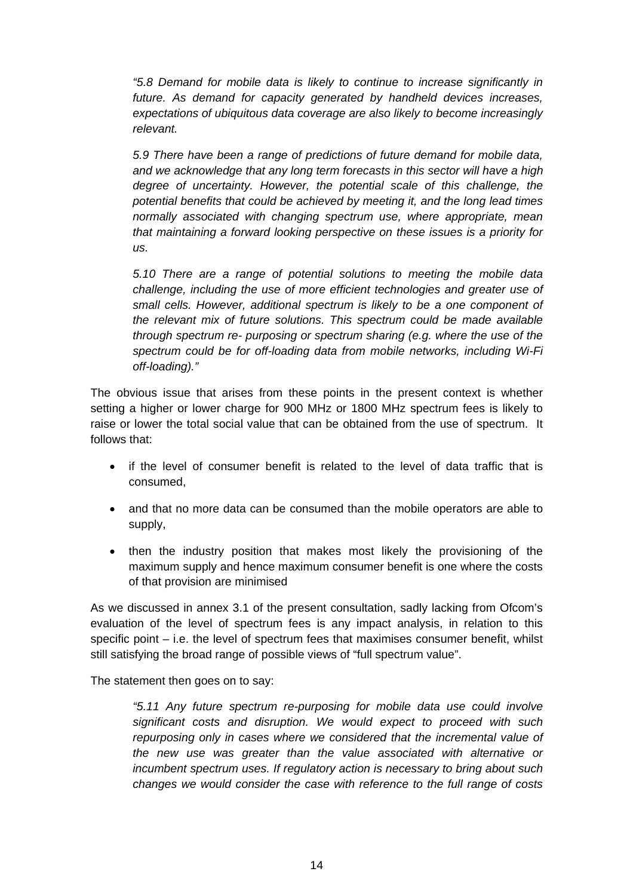*"5.8 Demand for mobile data is likely to continue to increase significantly in future. As demand for capacity generated by handheld devices increases, expectations of ubiquitous data coverage are also likely to become increasingly relevant.*

*5.9 There have been a range of predictions of future demand for mobile data, and we acknowledge that any long term forecasts in this sector will have a high degree of uncertainty. However, the potential scale of this challenge, the potential benefits that could be achieved by meeting it, and the long lead times normally associated with changing spectrum use, where appropriate, mean that maintaining a forward looking perspective on these issues is a priority for us.*

*5.10 There are a range of potential solutions to meeting the mobile data challenge, including the use of more efficient technologies and greater use of small cells. However, additional spectrum is likely to be a one component of the relevant mix of future solutions. This spectrum could be made available through spectrum re- purposing or spectrum sharing (e.g. where the use of the spectrum could be for off-loading data from mobile networks, including Wi-Fi off-loading)."*

The obvious issue that arises from these points in the present context is whether setting a higher or lower charge for 900 MHz or 1800 MHz spectrum fees is likely to raise or lower the total social value that can be obtained from the use of spectrum. It follows that:

- if the level of consumer benefit is related to the level of data traffic that is consumed,
- and that no more data can be consumed than the mobile operators are able to supply,
- then the industry position that makes most likely the provisioning of the maximum supply and hence maximum consumer benefit is one where the costs of that provision are minimised

As we discussed in annex 3.1 of the present consultation, sadly lacking from Ofcom's evaluation of the level of spectrum fees is any impact analysis, in relation to this specific point – i.e. the level of spectrum fees that maximises consumer benefit, whilst still satisfying the broad range of possible views of "full spectrum value".

The statement then goes on to say:

*"5.11 Any future spectrum re-purposing for mobile data use could involve significant costs and disruption. We would expect to proceed with such repurposing only in cases where we considered that the incremental value of the new use was greater than the value associated with alternative or incumbent spectrum uses. If regulatory action is necessary to bring about such changes we would consider the case with reference to the full range of costs*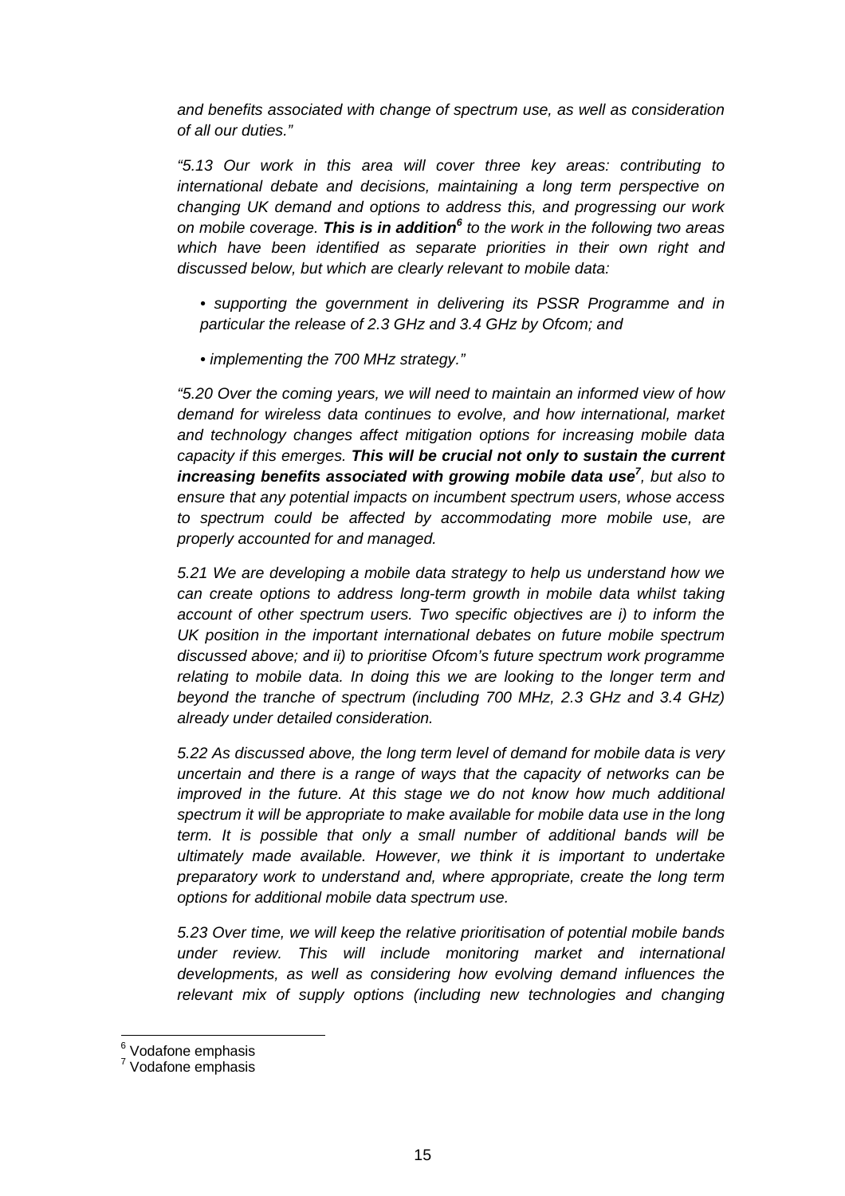*and benefits associated with change of spectrum use, as well as consideration of all our duties."*

*"5.13 Our work in this area will cover three key areas: contributing to international debate and decisions, maintaining a long term perspective on changing UK demand and options to address this, and progressing our work on mobile coverage.* ***This is in addition***[6] *to the work in the following two areas which have been identified as separate priorities in their own right and discussed below, but which are clearly relevant to mobile data:*

- *supporting the government in delivering its PSSR Programme and in particular the release of 2.3 GHz and 3.4 GHz by Ofcom; and*
- *implementing the 700 MHz strategy."*

*"5.20 Over the coming years, we will need to maintain an informed view of how demand for wireless data continues to evolve, and how international, market and technology changes affect mitigation options for increasing mobile data capacity if this emerges.* ***This will be crucial not only to sustain the current increasing benefits associated with growing mobile data use***[7]*, but also to ensure that any potential impacts on incumbent spectrum users, whose access to spectrum could be affected by accommodating more mobile use, are properly accounted for and managed.*

*5.21 We are developing a mobile data strategy to help us understand how we can create options to address long-term growth in mobile data whilst taking account of other spectrum users. Two specific objectives are i) to inform the UK position in the important international debates on future mobile spectrum discussed above; and ii) to prioritise Ofcom's future spectrum work programme relating to mobile data. In doing this we are looking to the longer term and beyond the tranche of spectrum (including 700 MHz, 2.3 GHz and 3.4 GHz) already under detailed consideration.*

*5.22 As discussed above, the long term level of demand for mobile data is very uncertain and there is a range of ways that the capacity of networks can be improved in the future. At this stage we do not know how much additional spectrum it will be appropriate to make available for mobile data use in the long term. It is possible that only a small number of additional bands will be ultimately made available. However, we think it is important to undertake preparatory work to understand and, where appropriate, create the long term options for additional mobile data spectrum use.*

*5.23 Over time, we will keep the relative prioritisation of potential mobile bands under review. This will include monitoring market and international developments, as well as considering how evolving demand influences the relevant mix of supply options (including new technologies and changing*

---

[6] Vodafone emphasis

[7] Vodafone emphasis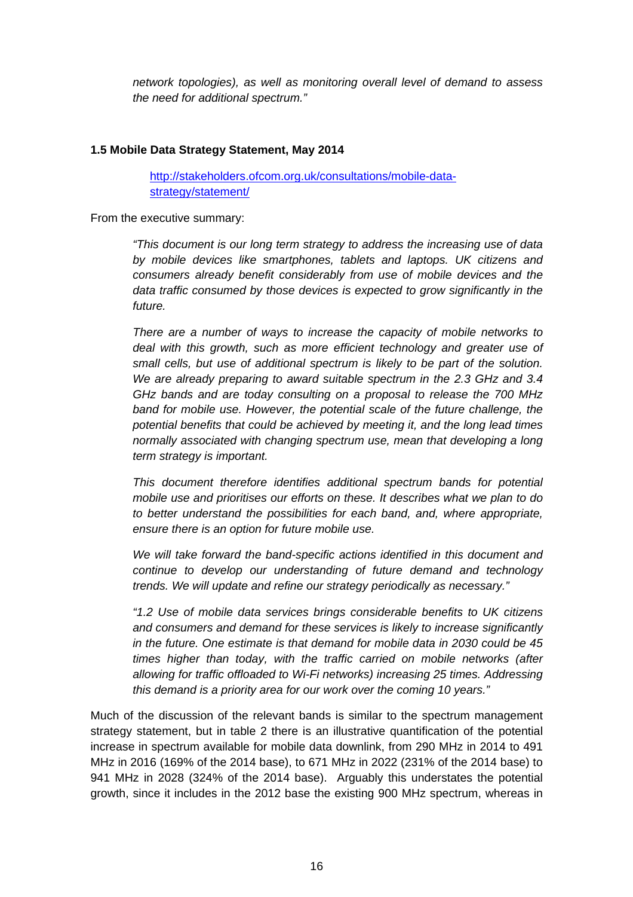*network topologies), as well as monitoring overall level of demand to assess the need for additional spectrum."*

### 1.5 Mobile Data Strategy Statement, May 2014

[http://stakeholders.ofcom.org.uk/consultations/mobile-data-strategy/statement/](http://stakeholders.ofcom.org.uk/consultations/mobile-data-strategy/statement/)

From the executive summary:

> *"This document is our long term strategy to address the increasing use of data by mobile devices like smartphones, tablets and laptops. UK citizens and consumers already benefit considerably from use of mobile devices and the data traffic consumed by those devices is expected to grow significantly in the future.*
>
> *There are a number of ways to increase the capacity of mobile networks to deal with this growth, such as more efficient technology and greater use of small cells, but use of additional spectrum is likely to be part of the solution. We are already preparing to award suitable spectrum in the 2.3 GHz and 3.4 GHz bands and are today consulting on a proposal to release the 700 MHz band for mobile use. However, the potential scale of the future challenge, the potential benefits that could be achieved by meeting it, and the long lead times normally associated with changing spectrum use, mean that developing a long term strategy is important.*
>
> *This document therefore identifies additional spectrum bands for potential mobile use and prioritises our efforts on these. It describes what we plan to do to better understand the possibilities for each band, and, where appropriate, ensure there is an option for future mobile use.*
>
> *We will take forward the band-specific actions identified in this document and continue to develop our understanding of future demand and technology trends. We will update and refine our strategy periodically as necessary."*
>
> *"1.2 Use of mobile data services brings considerable benefits to UK citizens and consumers and demand for these services is likely to increase significantly in the future. One estimate is that demand for mobile data in 2030 could be 45 times higher than today, with the traffic carried on mobile networks (after allowing for traffic offloaded to Wi-Fi networks) increasing 25 times. Addressing this demand is a priority area for our work over the coming 10 years."*

Much of the discussion of the relevant bands is similar to the spectrum management strategy statement, but in table 2 there is an illustrative quantification of the potential increase in spectrum available for mobile data downlink, from 290 MHz in 2014 to 491 MHz in 2016 (169% of the 2014 base), to 671 MHz in 2022 (231% of the 2014 base) to 941 MHz in 2028 (324% of the 2014 base). Arguably this understates the potential growth, since it includes in the 2012 base the existing 900 MHz spectrum, whereas in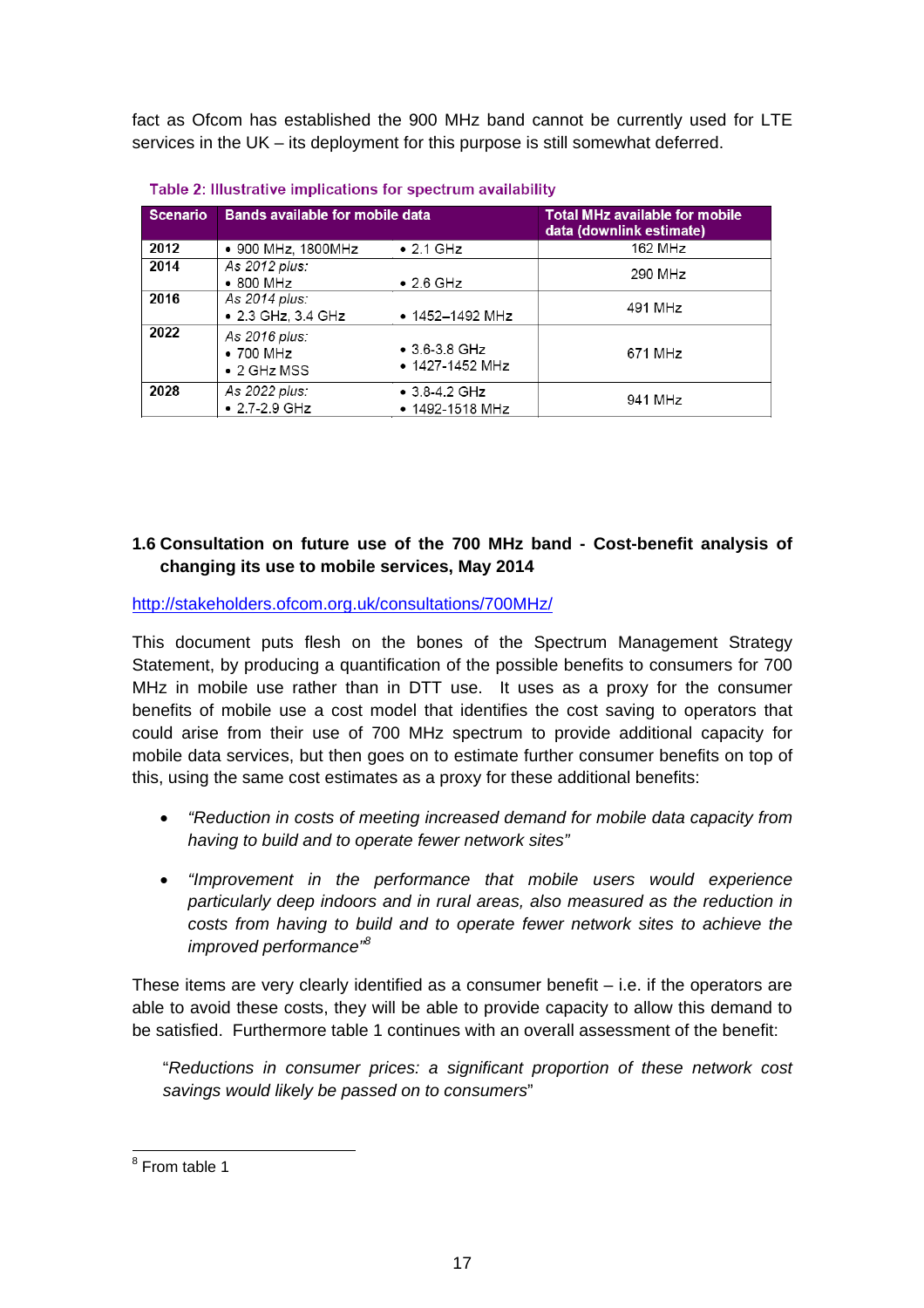fact as Ofcom has established the 900 MHz band cannot be currently used for LTE services in the UK – its deployment for this purpose is still somewhat deferred.

**Table 2: Illustrative implications for spectrum availability**

| Scenario | Bands available for mobile data | | Total MHz available for mobile data (downlink estimate) |
|---|---|---|---|
| 2012 | • 900 MHz, 1800MHz | • 2.1 GHz | 162 MHz |
| 2014 | *As 2012 plus:*<br>• 800 MHz | • 2.6 GHz | 290 MHz |
| 2016 | *As 2014 plus:*<br>• 2.3 GHz, 3.4 GHz | • 1452–1492 MHz | 491 MHz |
| 2022 | *As 2016 plus:*<br>• 700 MHz<br>• 2 GHz MSS | • 3.6-3.8 GHz<br>• 1427-1452 MHz | 671 MHz |
| 2028 | *As 2022 plus:*<br>• 2.7-2.9 GHz | • 3.8-4.2 GHz<br>• 1492-1518 MHz | 941 MHz |

## 1.6 Consultation on future use of the 700 MHz band - Cost-benefit analysis of changing its use to mobile services, May 2014

http://stakeholders.ofcom.org.uk/consultations/700MHz/

This document puts flesh on the bones of the Spectrum Management Strategy Statement, by producing a quantification of the possible benefits to consumers for 700 MHz in mobile use rather than in DTT use. It uses as a proxy for the consumer benefits of mobile use a cost model that identifies the cost saving to operators that could arise from their use of 700 MHz spectrum to provide additional capacity for mobile data services, but then goes on to estimate further consumer benefits on top of this, using the same cost estimates as a proxy for these additional benefits:

- *"Reduction in costs of meeting increased demand for mobile data capacity from having to build and to operate fewer network sites"*
- *"Improvement in the performance that mobile users would experience particularly deep indoors and in rural areas, also measured as the reduction in costs from having to build and to operate fewer network sites to achieve the improved performance"*[8]

These items are very clearly identified as a consumer benefit – i.e. if the operators are able to avoid these costs, they will be able to provide capacity to allow this demand to be satisfied. Furthermore table 1 continues with an overall assessment of the benefit:

> "*Reductions in consumer prices: a significant proportion of these network cost savings would likely be passed on to consumers*"

[8] From table 1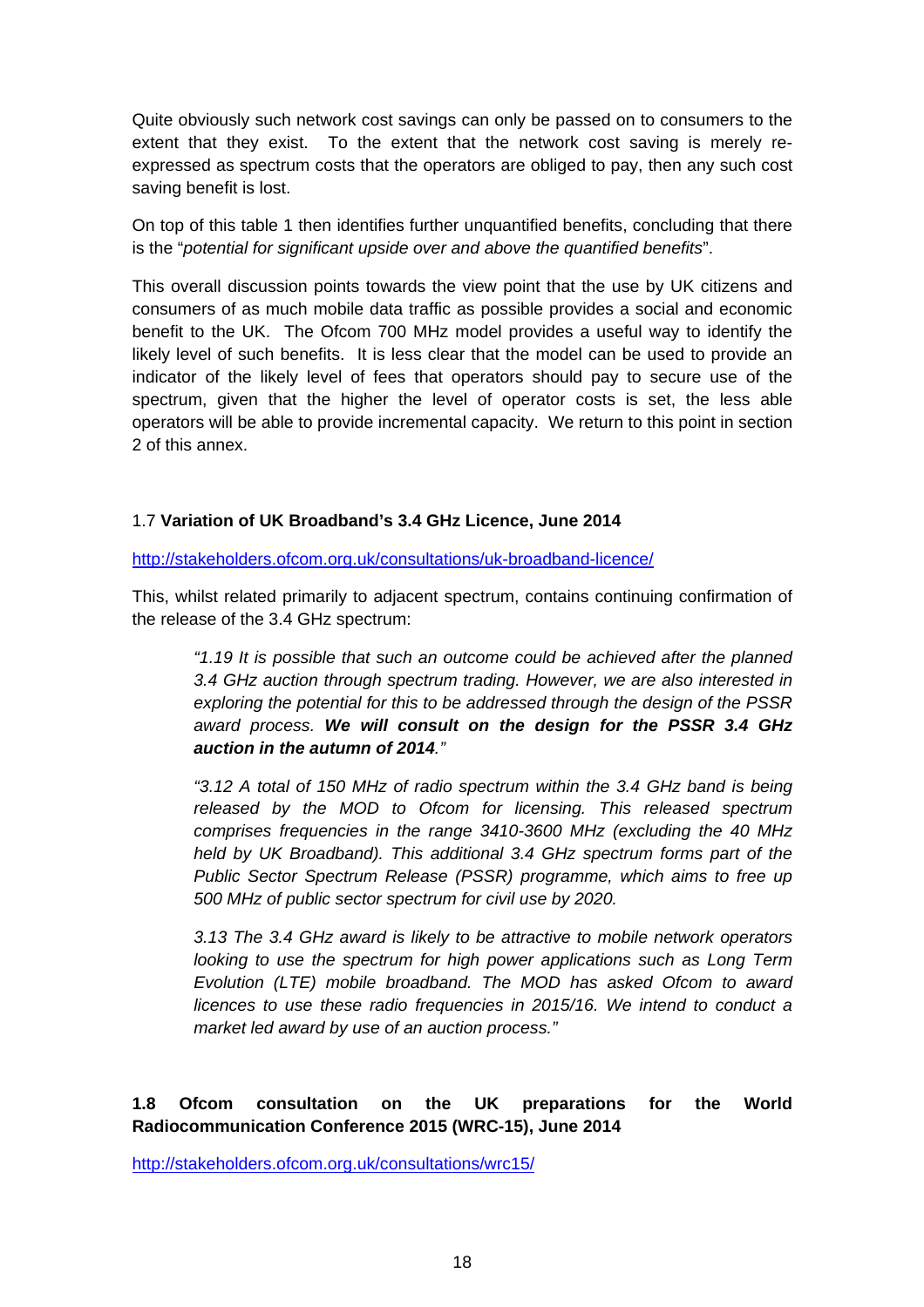Quite obviously such network cost savings can only be passed on to consumers to the extent that they exist. To the extent that the network cost saving is merely re-expressed as spectrum costs that the operators are obliged to pay, then any such cost saving benefit is lost.

On top of this table 1 then identifies further unquantified benefits, concluding that there is the "*potential for significant upside over and above the quantified benefits*".

This overall discussion points towards the view point that the use by UK citizens and consumers of as much mobile data traffic as possible provides a social and economic benefit to the UK. The Ofcom 700 MHz model provides a useful way to identify the likely level of such benefits. It is less clear that the model can be used to provide an indicator of the likely level of fees that operators should pay to secure use of the spectrum, given that the higher the level of operator costs is set, the less able operators will be able to provide incremental capacity. We return to this point in section 2 of this annex.

### 1.7 **Variation of UK Broadband's 3.4 GHz Licence, June 2014**

http://stakeholders.ofcom.org.uk/consultations/uk-broadband-licence/

This, whilst related primarily to adjacent spectrum, contains continuing confirmation of the release of the 3.4 GHz spectrum:

> *"1.19 It is possible that such an outcome could be achieved after the planned 3.4 GHz auction through spectrum trading. However, we are also interested in exploring the potential for this to be addressed through the design of the PSSR award process.* ***We will consult on the design for the PSSR 3.4 GHz auction in the autumn of 2014****."*
>
> *"3.12 A total of 150 MHz of radio spectrum within the 3.4 GHz band is being released by the MOD to Ofcom for licensing. This released spectrum comprises frequencies in the range 3410-3600 MHz (excluding the 40 MHz held by UK Broadband). This additional 3.4 GHz spectrum forms part of the Public Sector Spectrum Release (PSSR) programme, which aims to free up 500 MHz of public sector spectrum for civil use by 2020.*
>
> *3.13 The 3.4 GHz award is likely to be attractive to mobile network operators looking to use the spectrum for high power applications such as Long Term Evolution (LTE) mobile broadband. The MOD has asked Ofcom to award licences to use these radio frequencies in 2015/16. We intend to conduct a market led award by use of an auction process."*

### **1.8 Ofcom consultation on the UK preparations for the World Radiocommunication Conference 2015 (WRC-15), June 2014**

http://stakeholders.ofcom.org.uk/consultations/wrc15/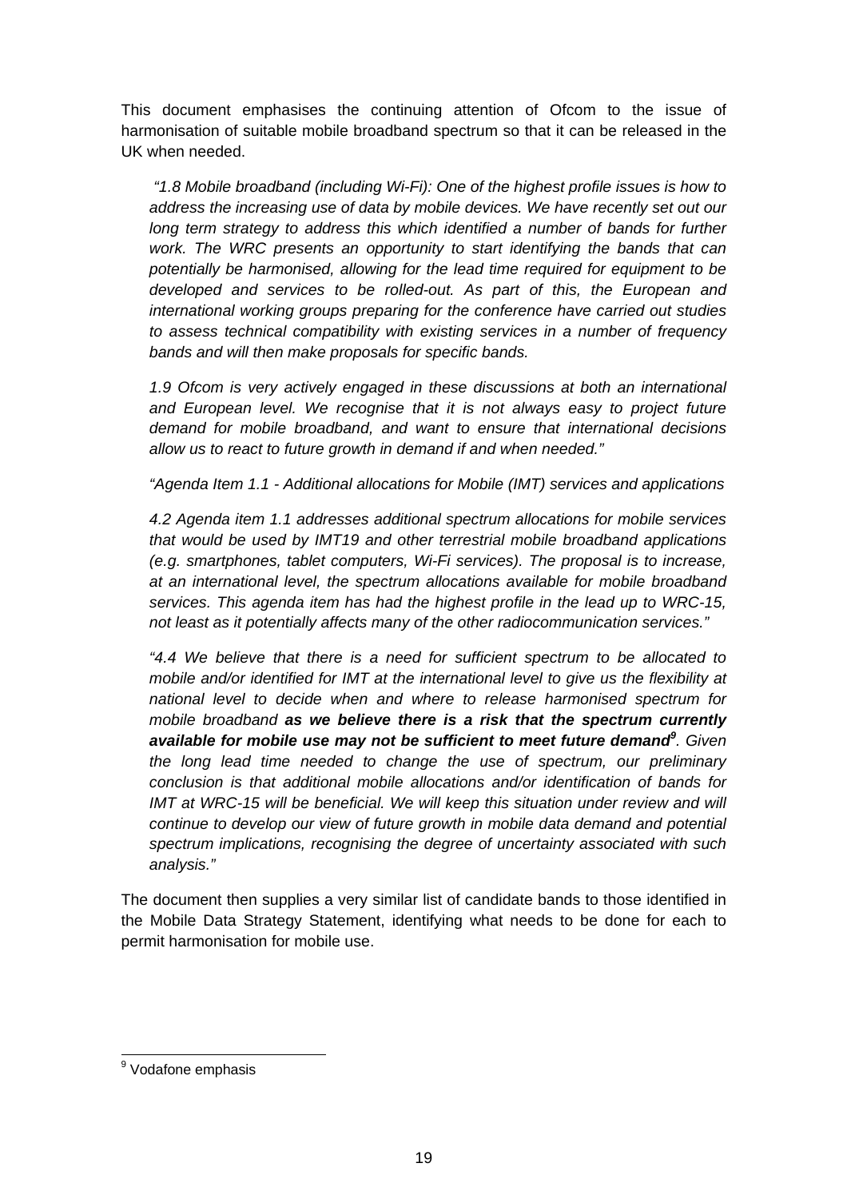This document emphasises the continuing attention of Ofcom to the issue of harmonisation of suitable mobile broadband spectrum so that it can be released in the UK when needed.

> *"1.8 Mobile broadband (including Wi-Fi): One of the highest profile issues is how to address the increasing use of data by mobile devices. We have recently set out our long term strategy to address this which identified a number of bands for further work. The WRC presents an opportunity to start identifying the bands that can potentially be harmonised, allowing for the lead time required for equipment to be developed and services to be rolled-out. As part of this, the European and international working groups preparing for the conference have carried out studies to assess technical compatibility with existing services in a number of frequency bands and will then make proposals for specific bands.*
>
> *1.9 Ofcom is very actively engaged in these discussions at both an international and European level. We recognise that it is not always easy to project future demand for mobile broadband, and want to ensure that international decisions allow us to react to future growth in demand if and when needed."*
>
> *"Agenda Item 1.1 - Additional allocations for Mobile (IMT) services and applications*
>
> *4.2 Agenda item 1.1 addresses additional spectrum allocations for mobile services that would be used by IMT19 and other terrestrial mobile broadband applications (e.g. smartphones, tablet computers, Wi-Fi services). The proposal is to increase, at an international level, the spectrum allocations available for mobile broadband services. This agenda item has had the highest profile in the lead up to WRC-15, not least as it potentially affects many of the other radiocommunication services."*
>
> *"4.4 We believe that there is a need for sufficient spectrum to be allocated to mobile and/or identified for IMT at the international level to give us the flexibility at national level to decide when and where to release harmonised spectrum for mobile broadband* ***as we believe there is a risk that the spectrum currently available for mobile use may not be sufficient to meet future demand***[9]*. Given the long lead time needed to change the use of spectrum, our preliminary conclusion is that additional mobile allocations and/or identification of bands for IMT at WRC-15 will be beneficial. We will keep this situation under review and will continue to develop our view of future growth in mobile data demand and potential spectrum implications, recognising the degree of uncertainty associated with such analysis."*

The document then supplies a very similar list of candidate bands to those identified in the Mobile Data Strategy Statement, identifying what needs to be done for each to permit harmonisation for mobile use.

[9] Vodafone emphasis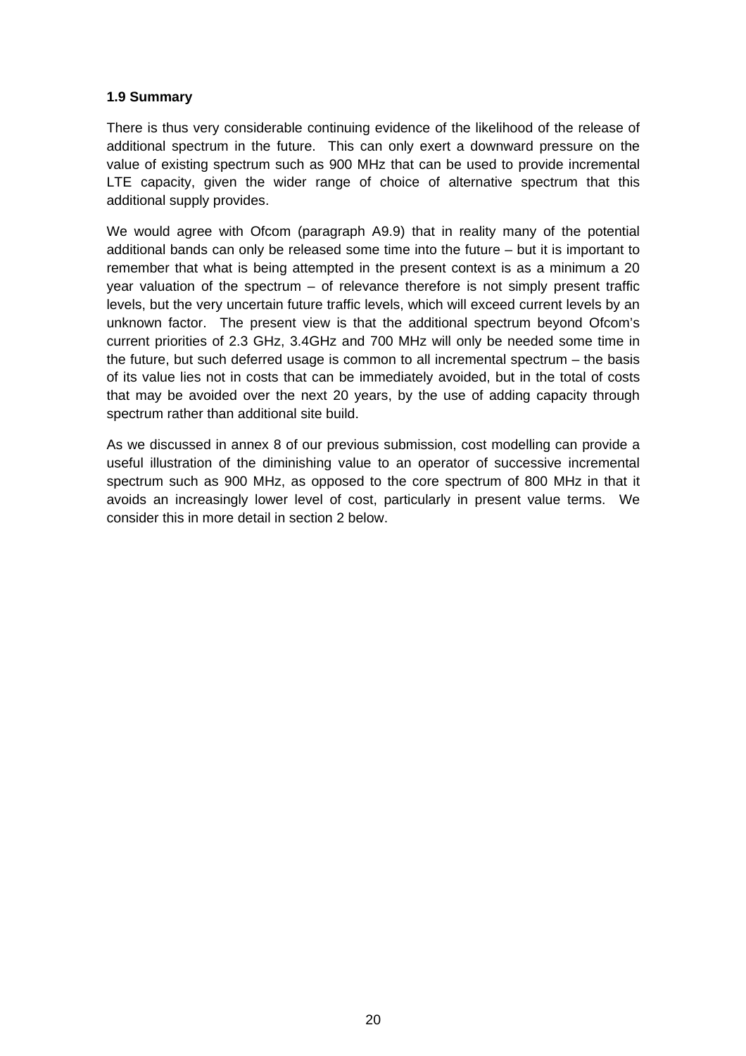### 1.9 Summary

There is thus very considerable continuing evidence of the likelihood of the release of additional spectrum in the future. This can only exert a downward pressure on the value of existing spectrum such as 900 MHz that can be used to provide incremental LTE capacity, given the wider range of choice of alternative spectrum that this additional supply provides.

We would agree with Ofcom (paragraph A9.9) that in reality many of the potential additional bands can only be released some time into the future – but it is important to remember that what is being attempted in the present context is as a minimum a 20 year valuation of the spectrum – of relevance therefore is not simply present traffic levels, but the very uncertain future traffic levels, which will exceed current levels by an unknown factor. The present view is that the additional spectrum beyond Ofcom's current priorities of 2.3 GHz, 3.4GHz and 700 MHz will only be needed some time in the future, but such deferred usage is common to all incremental spectrum – the basis of its value lies not in costs that can be immediately avoided, but in the total of costs that may be avoided over the next 20 years, by the use of adding capacity through spectrum rather than additional site build.

As we discussed in annex 8 of our previous submission, cost modelling can provide a useful illustration of the diminishing value to an operator of successive incremental spectrum such as 900 MHz, as opposed to the core spectrum of 800 MHz in that it avoids an increasingly lower level of cost, particularly in present value terms. We consider this in more detail in section 2 below.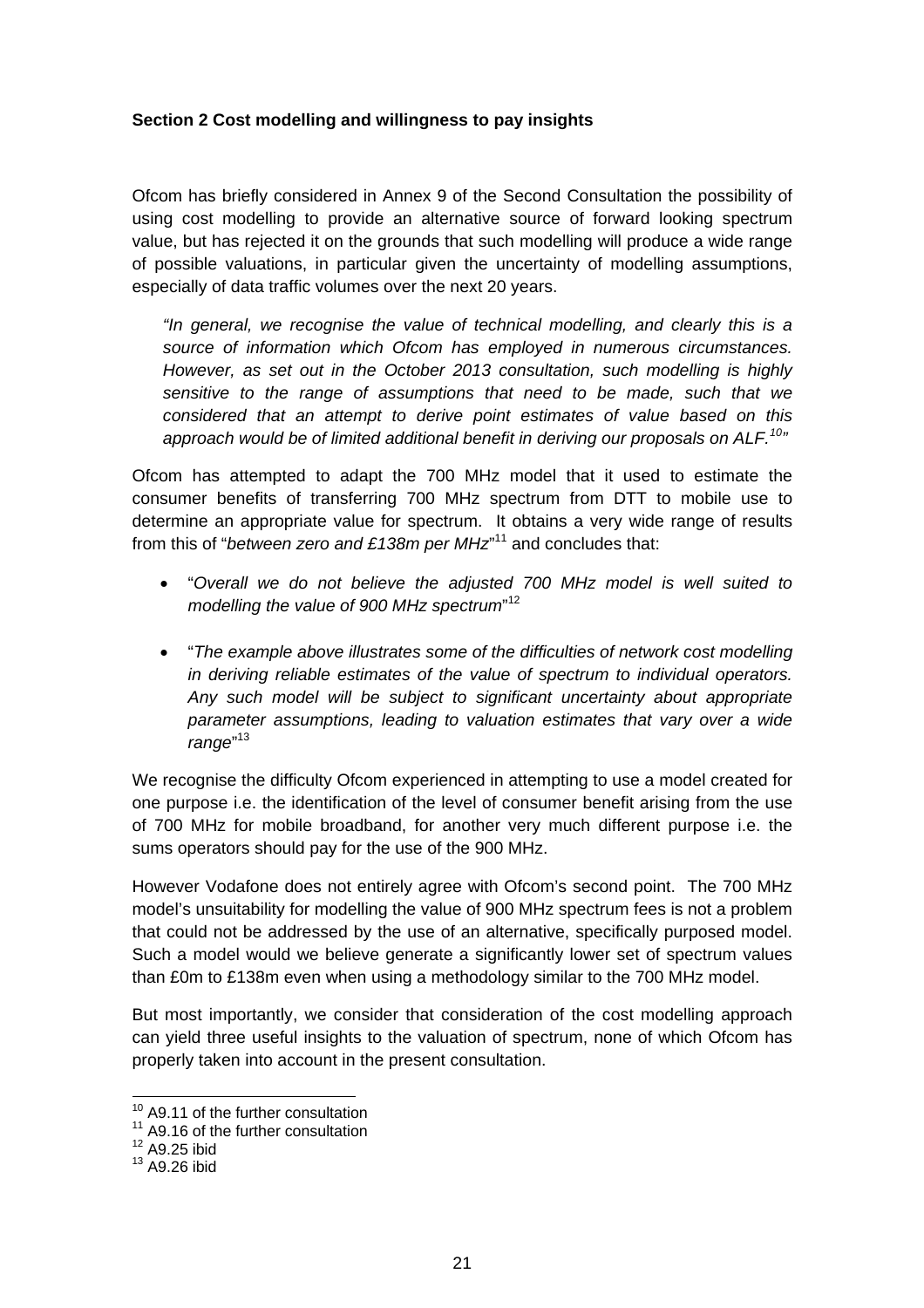**Section 2 Cost modelling and willingness to pay insights**

Ofcom has briefly considered in Annex 9 of the Second Consultation the possibility of using cost modelling to provide an alternative source of forward looking spectrum value, but has rejected it on the grounds that such modelling will produce a wide range of possible valuations, in particular given the uncertainty of modelling assumptions, especially of data traffic volumes over the next 20 years.

> *"In general, we recognise the value of technical modelling, and clearly this is a source of information which Ofcom has employed in numerous circumstances. However, as set out in the October 2013 consultation, such modelling is highly sensitive to the range of assumptions that need to be made, such that we considered that an attempt to derive point estimates of value based on this approach would be of limited additional benefit in deriving our proposals on ALF.*[10]*"*

Ofcom has attempted to adapt the 700 MHz model that it used to estimate the consumer benefits of transferring 700 MHz spectrum from DTT to mobile use to determine an appropriate value for spectrum. It obtains a very wide range of results from this of "*between zero and £138m per MHz*"[11] and concludes that:

- "*Overall we do not believe the adjusted 700 MHz model is well suited to modelling the value of 900 MHz spectrum*"[12]
- "*The example above illustrates some of the difficulties of network cost modelling in deriving reliable estimates of the value of spectrum to individual operators. Any such model will be subject to significant uncertainty about appropriate parameter assumptions, leading to valuation estimates that vary over a wide range*"[13]

We recognise the difficulty Ofcom experienced in attempting to use a model created for one purpose i.e. the identification of the level of consumer benefit arising from the use of 700 MHz for mobile broadband, for another very much different purpose i.e. the sums operators should pay for the use of the 900 MHz.

However Vodafone does not entirely agree with Ofcom's second point. The 700 MHz model's unsuitability for modelling the value of 900 MHz spectrum fees is not a problem that could not be addressed by the use of an alternative, specifically purposed model. Such a model would we believe generate a significantly lower set of spectrum values than £0m to £138m even when using a methodology similar to the 700 MHz model.

But most importantly, we consider that consideration of the cost modelling approach can yield three useful insights to the valuation of spectrum, none of which Ofcom has properly taken into account in the present consultation.

[10] A9.11 of the further consultation
[11] A9.16 of the further consultation
[12] A9.25 ibid
[13] A9.26 ibid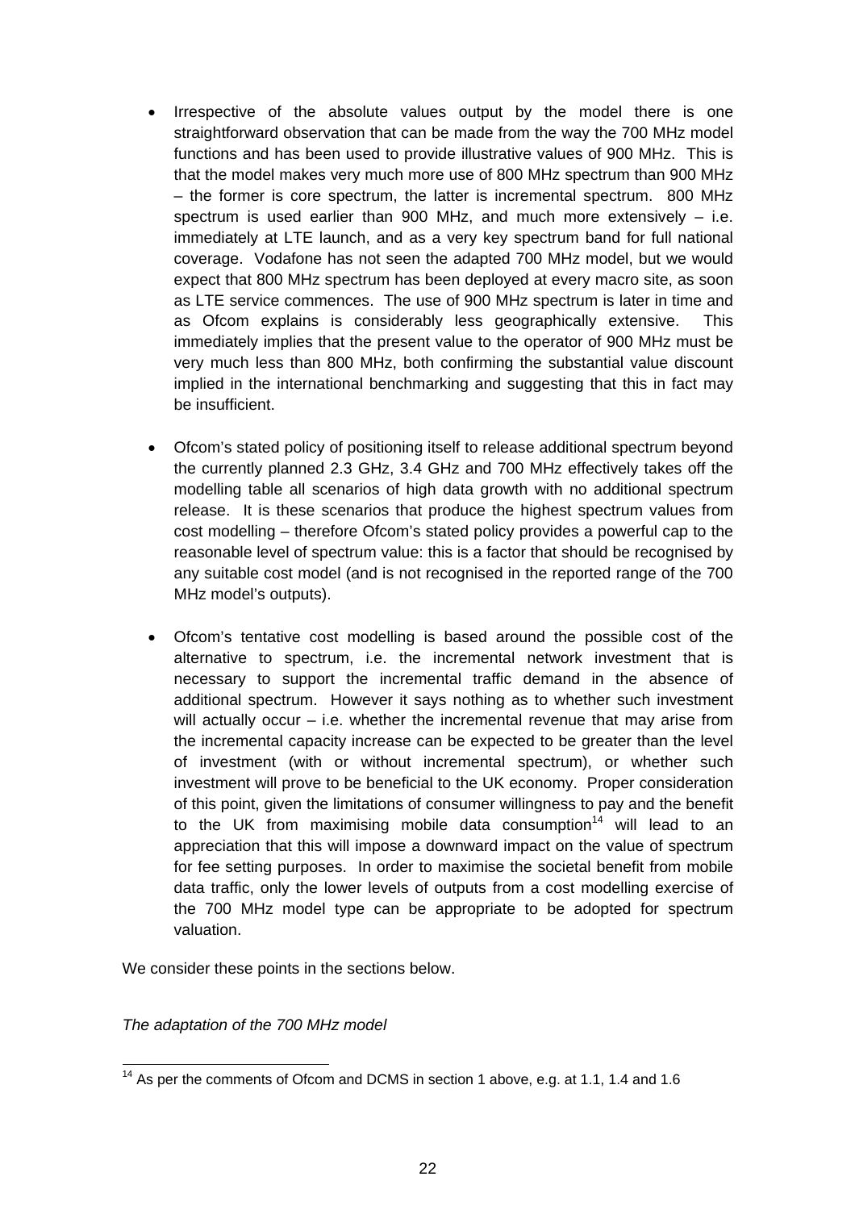- Irrespective of the absolute values output by the model there is one straightforward observation that can be made from the way the 700 MHz model functions and has been used to provide illustrative values of 900 MHz. This is that the model makes very much more use of 800 MHz spectrum than 900 MHz – the former is core spectrum, the latter is incremental spectrum. 800 MHz spectrum is used earlier than 900 MHz, and much more extensively – i.e. immediately at LTE launch, and as a very key spectrum band for full national coverage. Vodafone has not seen the adapted 700 MHz model, but we would expect that 800 MHz spectrum has been deployed at every macro site, as soon as LTE service commences. The use of 900 MHz spectrum is later in time and as Ofcom explains is considerably less geographically extensive. This immediately implies that the present value to the operator of 900 MHz must be very much less than 800 MHz, both confirming the substantial value discount implied in the international benchmarking and suggesting that this in fact may be insufficient.

- Ofcom's stated policy of positioning itself to release additional spectrum beyond the currently planned 2.3 GHz, 3.4 GHz and 700 MHz effectively takes off the modelling table all scenarios of high data growth with no additional spectrum release. It is these scenarios that produce the highest spectrum values from cost modelling – therefore Ofcom's stated policy provides a powerful cap to the reasonable level of spectrum value: this is a factor that should be recognised by any suitable cost model (and is not recognised in the reported range of the 700 MHz model's outputs).

- Ofcom's tentative cost modelling is based around the possible cost of the alternative to spectrum, i.e. the incremental network investment that is necessary to support the incremental traffic demand in the absence of additional spectrum. However it says nothing as to whether such investment will actually occur – i.e. whether the incremental revenue that may arise from the incremental capacity increase can be expected to be greater than the level of investment (with or without incremental spectrum), or whether such investment will prove to be beneficial to the UK economy. Proper consideration of this point, given the limitations of consumer willingness to pay and the benefit to the UK from maximising mobile data consumption[14] will lead to an appreciation that this will impose a downward impact on the value of spectrum for fee setting purposes. In order to maximise the societal benefit from mobile data traffic, only the lower levels of outputs from a cost modelling exercise of the 700 MHz model type can be appropriate to be adopted for spectrum valuation.

We consider these points in the sections below.

*The adaptation of the 700 MHz model*

[14] As per the comments of Ofcom and DCMS in section 1 above, e.g. at 1.1, 1.4 and 1.6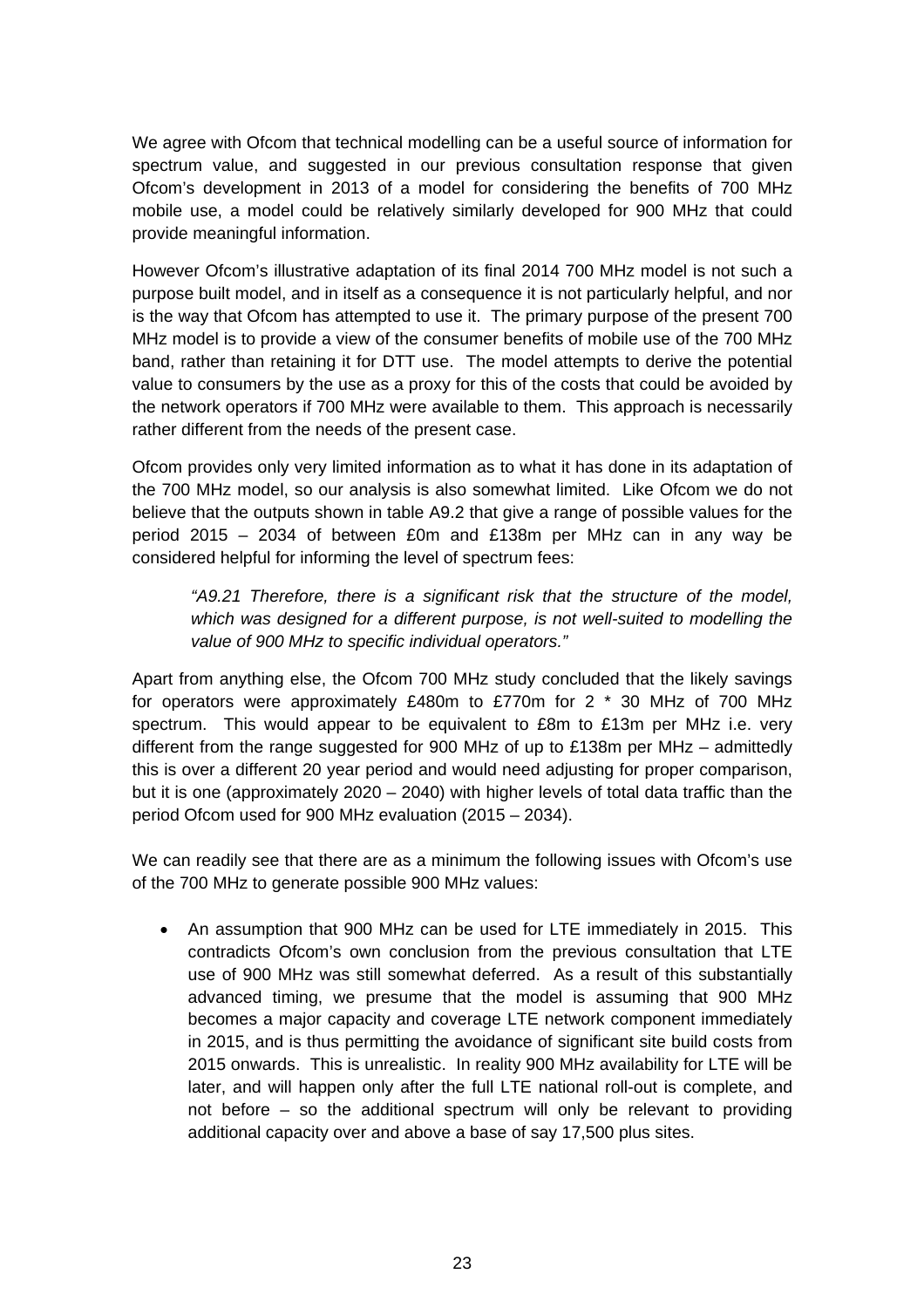We agree with Ofcom that technical modelling can be a useful source of information for spectrum value, and suggested in our previous consultation response that given Ofcom's development in 2013 of a model for considering the benefits of 700 MHz mobile use, a model could be relatively similarly developed for 900 MHz that could provide meaningful information.

However Ofcom's illustrative adaptation of its final 2014 700 MHz model is not such a purpose built model, and in itself as a consequence it is not particularly helpful, and nor is the way that Ofcom has attempted to use it. The primary purpose of the present 700 MHz model is to provide a view of the consumer benefits of mobile use of the 700 MHz band, rather than retaining it for DTT use. The model attempts to derive the potential value to consumers by the use as a proxy for this of the costs that could be avoided by the network operators if 700 MHz were available to them. This approach is necessarily rather different from the needs of the present case.

Ofcom provides only very limited information as to what it has done in its adaptation of the 700 MHz model, so our analysis is also somewhat limited. Like Ofcom we do not believe that the outputs shown in table A9.2 that give a range of possible values for the period 2015 – 2034 of between £0m and £138m per MHz can in any way be considered helpful for informing the level of spectrum fees:

> *"A9.21 Therefore, there is a significant risk that the structure of the model, which was designed for a different purpose, is not well-suited to modelling the value of 900 MHz to specific individual operators."*

Apart from anything else, the Ofcom 700 MHz study concluded that the likely savings for operators were approximately £480m to £770m for 2 * 30 MHz of 700 MHz spectrum. This would appear to be equivalent to £8m to £13m per MHz i.e. very different from the range suggested for 900 MHz of up to £138m per MHz – admittedly this is over a different 20 year period and would need adjusting for proper comparison, but it is one (approximately 2020 – 2040) with higher levels of total data traffic than the period Ofcom used for 900 MHz evaluation (2015 – 2034).

We can readily see that there are as a minimum the following issues with Ofcom's use of the 700 MHz to generate possible 900 MHz values:

- An assumption that 900 MHz can be used for LTE immediately in 2015. This contradicts Ofcom's own conclusion from the previous consultation that LTE use of 900 MHz was still somewhat deferred. As a result of this substantially advanced timing, we presume that the model is assuming that 900 MHz becomes a major capacity and coverage LTE network component immediately in 2015, and is thus permitting the avoidance of significant site build costs from 2015 onwards. This is unrealistic. In reality 900 MHz availability for LTE will be later, and will happen only after the full LTE national roll-out is complete, and not before – so the additional spectrum will only be relevant to providing additional capacity over and above a base of say 17,500 plus sites.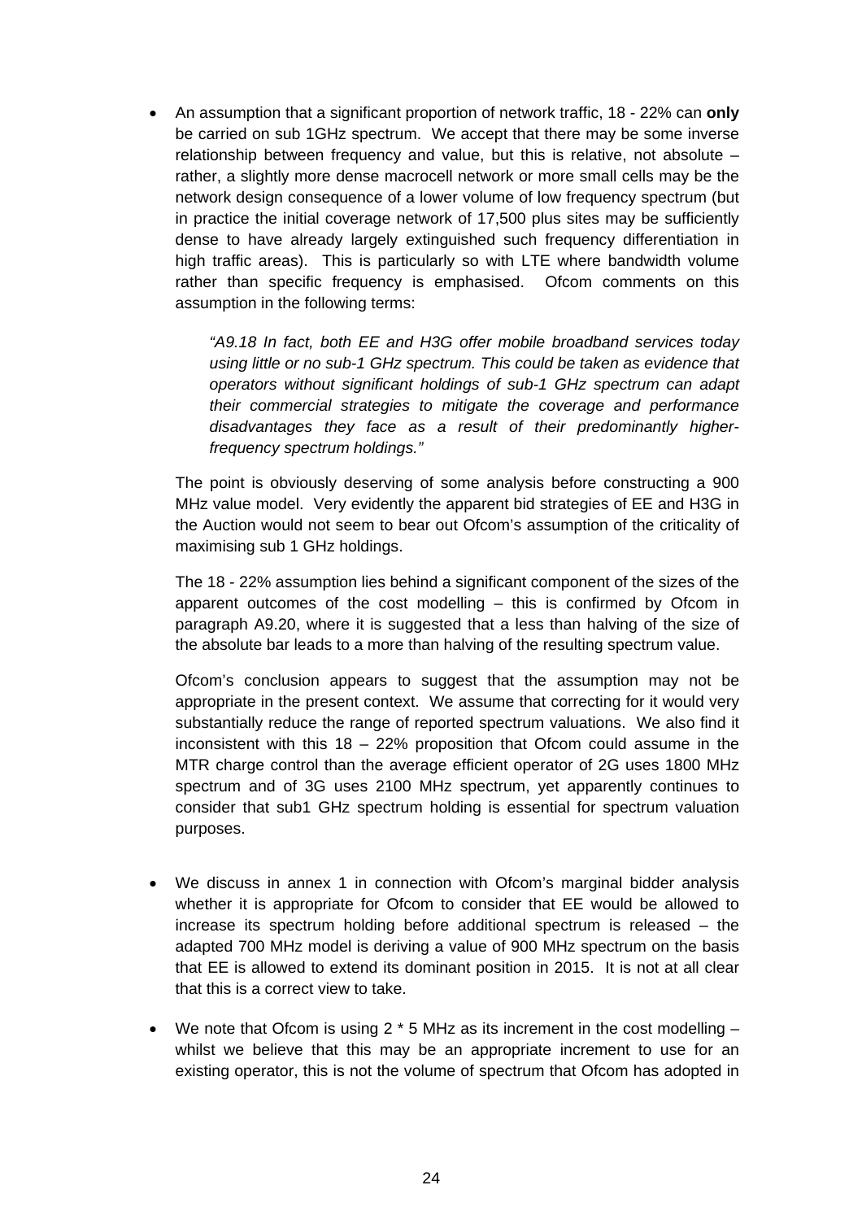- An assumption that a significant proportion of network traffic, 18 - 22% can **only** be carried on sub 1GHz spectrum. We accept that there may be some inverse relationship between frequency and value, but this is relative, not absolute – rather, a slightly more dense macrocell network or more small cells may be the network design consequence of a lower volume of low frequency spectrum (but in practice the initial coverage network of 17,500 plus sites may be sufficiently dense to have already largely extinguished such frequency differentiation in high traffic areas). This is particularly so with LTE where bandwidth volume rather than specific frequency is emphasised. Ofcom comments on this assumption in the following terms:

  *"A9.18 In fact, both EE and H3G offer mobile broadband services today using little or no sub-1 GHz spectrum. This could be taken as evidence that operators without significant holdings of sub-1 GHz spectrum can adapt their commercial strategies to mitigate the coverage and performance disadvantages they face as a result of their predominantly higher-frequency spectrum holdings."*

  The point is obviously deserving of some analysis before constructing a 900 MHz value model. Very evidently the apparent bid strategies of EE and H3G in the Auction would not seem to bear out Ofcom's assumption of the criticality of maximising sub 1 GHz holdings.

  The 18 - 22% assumption lies behind a significant component of the sizes of the apparent outcomes of the cost modelling – this is confirmed by Ofcom in paragraph A9.20, where it is suggested that a less than halving of the size of the absolute bar leads to a more than halving of the resulting spectrum value.

  Ofcom's conclusion appears to suggest that the assumption may not be appropriate in the present context. We assume that correcting for it would very substantially reduce the range of reported spectrum valuations. We also find it inconsistent with this 18 – 22% proposition that Ofcom could assume in the MTR charge control than the average efficient operator of 2G uses 1800 MHz spectrum and of 3G uses 2100 MHz spectrum, yet apparently continues to consider that sub1 GHz spectrum holding is essential for spectrum valuation purposes.

- We discuss in annex 1 in connection with Ofcom's marginal bidder analysis whether it is appropriate for Ofcom to consider that EE would be allowed to increase its spectrum holding before additional spectrum is released – the adapted 700 MHz model is deriving a value of 900 MHz spectrum on the basis that EE is allowed to extend its dominant position in 2015. It is not at all clear that this is a correct view to take.

- We note that Ofcom is using 2 * 5 MHz as its increment in the cost modelling – whilst we believe that this may be an appropriate increment to use for an existing operator, this is not the volume of spectrum that Ofcom has adopted in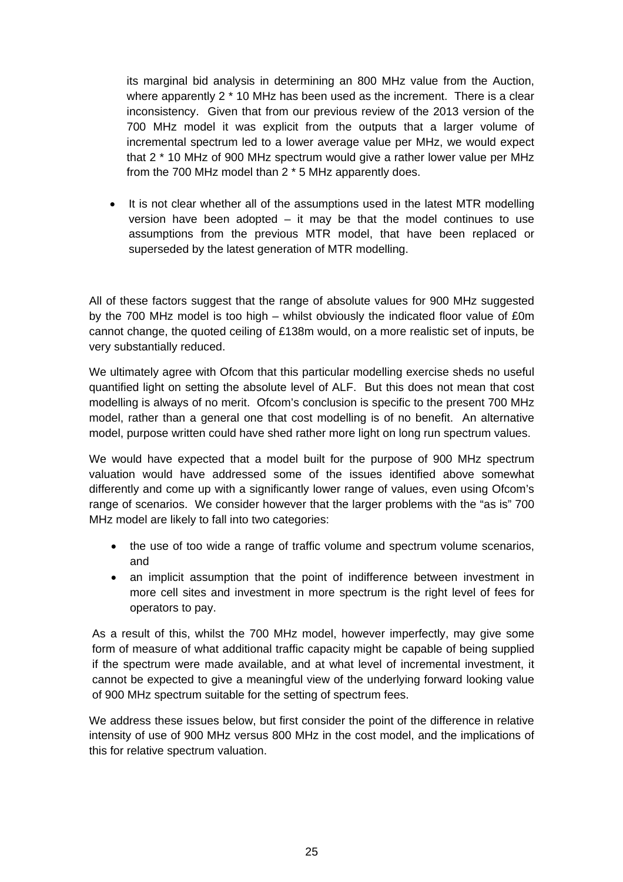its marginal bid analysis in determining an 800 MHz value from the Auction, where apparently 2 * 10 MHz has been used as the increment. There is a clear inconsistency. Given that from our previous review of the 2013 version of the 700 MHz model it was explicit from the outputs that a larger volume of incremental spectrum led to a lower average value per MHz, we would expect that 2 * 10 MHz of 900 MHz spectrum would give a rather lower value per MHz from the 700 MHz model than 2 * 5 MHz apparently does.

- It is not clear whether all of the assumptions used in the latest MTR modelling version have been adopted – it may be that the model continues to use assumptions from the previous MTR model, that have been replaced or superseded by the latest generation of MTR modelling.

All of these factors suggest that the range of absolute values for 900 MHz suggested by the 700 MHz model is too high – whilst obviously the indicated floor value of £0m cannot change, the quoted ceiling of £138m would, on a more realistic set of inputs, be very substantially reduced.

We ultimately agree with Ofcom that this particular modelling exercise sheds no useful quantified light on setting the absolute level of ALF. But this does not mean that cost modelling is always of no merit. Ofcom's conclusion is specific to the present 700 MHz model, rather than a general one that cost modelling is of no benefit. An alternative model, purpose written could have shed rather more light on long run spectrum values.

We would have expected that a model built for the purpose of 900 MHz spectrum valuation would have addressed some of the issues identified above somewhat differently and come up with a significantly lower range of values, even using Ofcom's range of scenarios. We consider however that the larger problems with the "as is" 700 MHz model are likely to fall into two categories:

- the use of too wide a range of traffic volume and spectrum volume scenarios, and
- an implicit assumption that the point of indifference between investment in more cell sites and investment in more spectrum is the right level of fees for operators to pay.

As a result of this, whilst the 700 MHz model, however imperfectly, may give some form of measure of what additional traffic capacity might be capable of being supplied if the spectrum were made available, and at what level of incremental investment, it cannot be expected to give a meaningful view of the underlying forward looking value of 900 MHz spectrum suitable for the setting of spectrum fees.

We address these issues below, but first consider the point of the difference in relative intensity of use of 900 MHz versus 800 MHz in the cost model, and the implications of this for relative spectrum valuation.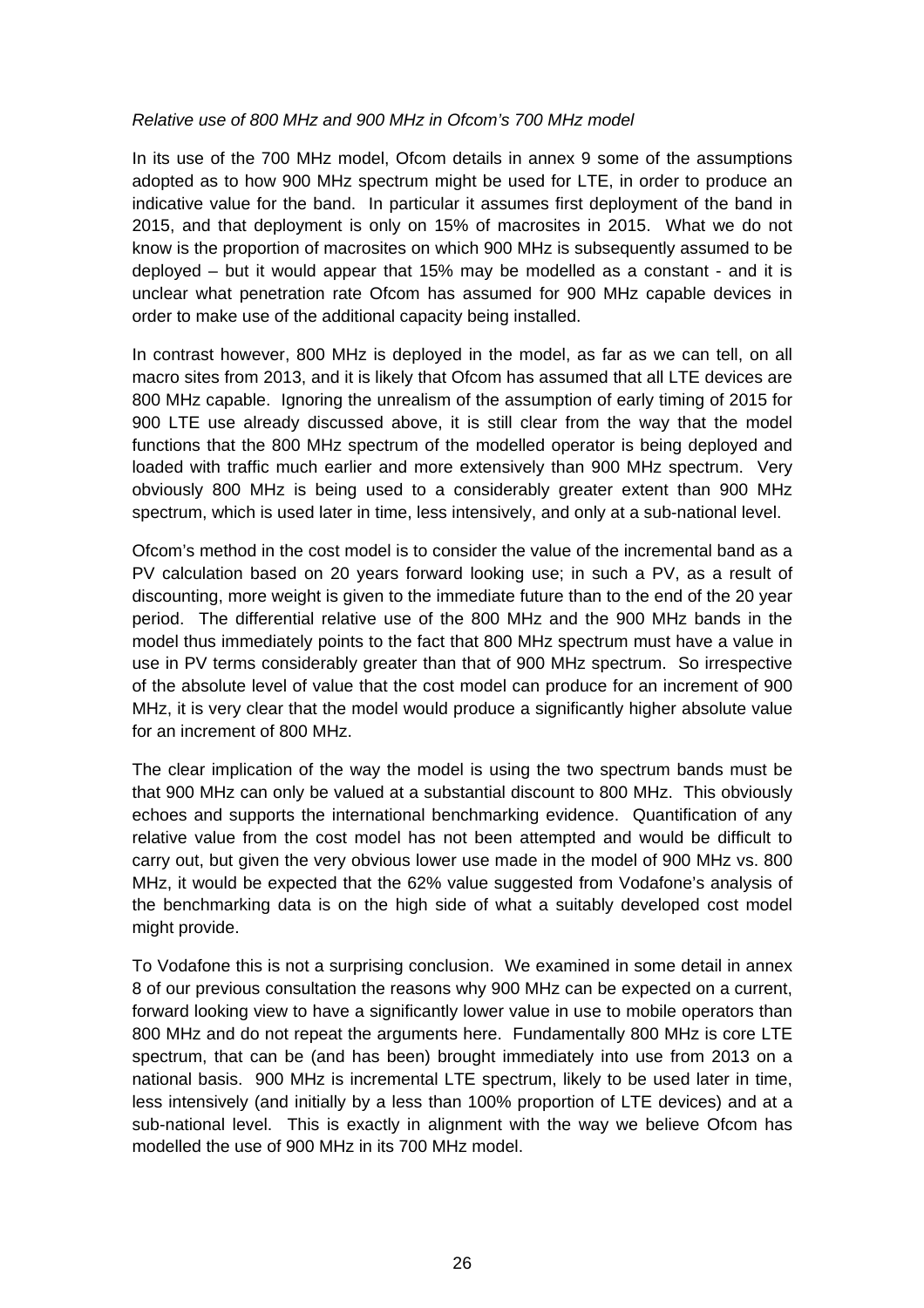*Relative use of 800 MHz and 900 MHz in Ofcom's 700 MHz model*

In its use of the 700 MHz model, Ofcom details in annex 9 some of the assumptions adopted as to how 900 MHz spectrum might be used for LTE, in order to produce an indicative value for the band. In particular it assumes first deployment of the band in 2015, and that deployment is only on 15% of macrosites in 2015. What we do not know is the proportion of macrosites on which 900 MHz is subsequently assumed to be deployed – but it would appear that 15% may be modelled as a constant - and it is unclear what penetration rate Ofcom has assumed for 900 MHz capable devices in order to make use of the additional capacity being installed.

In contrast however, 800 MHz is deployed in the model, as far as we can tell, on all macro sites from 2013, and it is likely that Ofcom has assumed that all LTE devices are 800 MHz capable. Ignoring the unrealism of the assumption of early timing of 2015 for 900 LTE use already discussed above, it is still clear from the way that the model functions that the 800 MHz spectrum of the modelled operator is being deployed and loaded with traffic much earlier and more extensively than 900 MHz spectrum. Very obviously 800 MHz is being used to a considerably greater extent than 900 MHz spectrum, which is used later in time, less intensively, and only at a sub-national level.

Ofcom's method in the cost model is to consider the value of the incremental band as a PV calculation based on 20 years forward looking use; in such a PV, as a result of discounting, more weight is given to the immediate future than to the end of the 20 year period. The differential relative use of the 800 MHz and the 900 MHz bands in the model thus immediately points to the fact that 800 MHz spectrum must have a value in use in PV terms considerably greater than that of 900 MHz spectrum. So irrespective of the absolute level of value that the cost model can produce for an increment of 900 MHz, it is very clear that the model would produce a significantly higher absolute value for an increment of 800 MHz.

The clear implication of the way the model is using the two spectrum bands must be that 900 MHz can only be valued at a substantial discount to 800 MHz. This obviously echoes and supports the international benchmarking evidence. Quantification of any relative value from the cost model has not been attempted and would be difficult to carry out, but given the very obvious lower use made in the model of 900 MHz vs. 800 MHz, it would be expected that the 62% value suggested from Vodafone's analysis of the benchmarking data is on the high side of what a suitably developed cost model might provide.

To Vodafone this is not a surprising conclusion. We examined in some detail in annex 8 of our previous consultation the reasons why 900 MHz can be expected on a current, forward looking view to have a significantly lower value in use to mobile operators than 800 MHz and do not repeat the arguments here. Fundamentally 800 MHz is core LTE spectrum, that can be (and has been) brought immediately into use from 2013 on a national basis. 900 MHz is incremental LTE spectrum, likely to be used later in time, less intensively (and initially by a less than 100% proportion of LTE devices) and at a sub-national level. This is exactly in alignment with the way we believe Ofcom has modelled the use of 900 MHz in its 700 MHz model.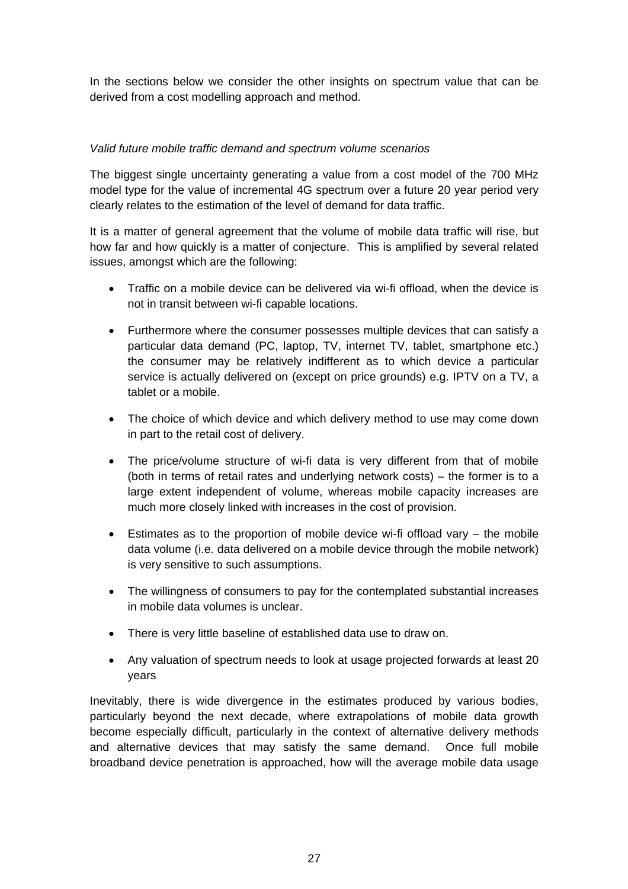In the sections below we consider the other insights on spectrum value that can be derived from a cost modelling approach and method.

*Valid future mobile traffic demand and spectrum volume scenarios*

The biggest single uncertainty generating a value from a cost model of the 700 MHz model type for the value of incremental 4G spectrum over a future 20 year period very clearly relates to the estimation of the level of demand for data traffic.

It is a matter of general agreement that the volume of mobile data traffic will rise, but how far and how quickly is a matter of conjecture. This is amplified by several related issues, amongst which are the following:

- Traffic on a mobile device can be delivered via wi-fi offload, when the device is not in transit between wi-fi capable locations.
- Furthermore where the consumer possesses multiple devices that can satisfy a particular data demand (PC, laptop, TV, internet TV, tablet, smartphone etc.) the consumer may be relatively indifferent as to which device a particular service is actually delivered on (except on price grounds) e.g. IPTV on a TV, a tablet or a mobile.
- The choice of which device and which delivery method to use may come down in part to the retail cost of delivery.
- The price/volume structure of wi-fi data is very different from that of mobile (both in terms of retail rates and underlying network costs) – the former is to a large extent independent of volume, whereas mobile capacity increases are much more closely linked with increases in the cost of provision.
- Estimates as to the proportion of mobile device wi-fi offload vary – the mobile data volume (i.e. data delivered on a mobile device through the mobile network) is very sensitive to such assumptions.
- The willingness of consumers to pay for the contemplated substantial increases in mobile data volumes is unclear.
- There is very little baseline of established data use to draw on.
- Any valuation of spectrum needs to look at usage projected forwards at least 20 years

Inevitably, there is wide divergence in the estimates produced by various bodies, particularly beyond the next decade, where extrapolations of mobile data growth become especially difficult, particularly in the context of alternative delivery methods and alternative devices that may satisfy the same demand. Once full mobile broadband device penetration is approached, how will the average mobile data usage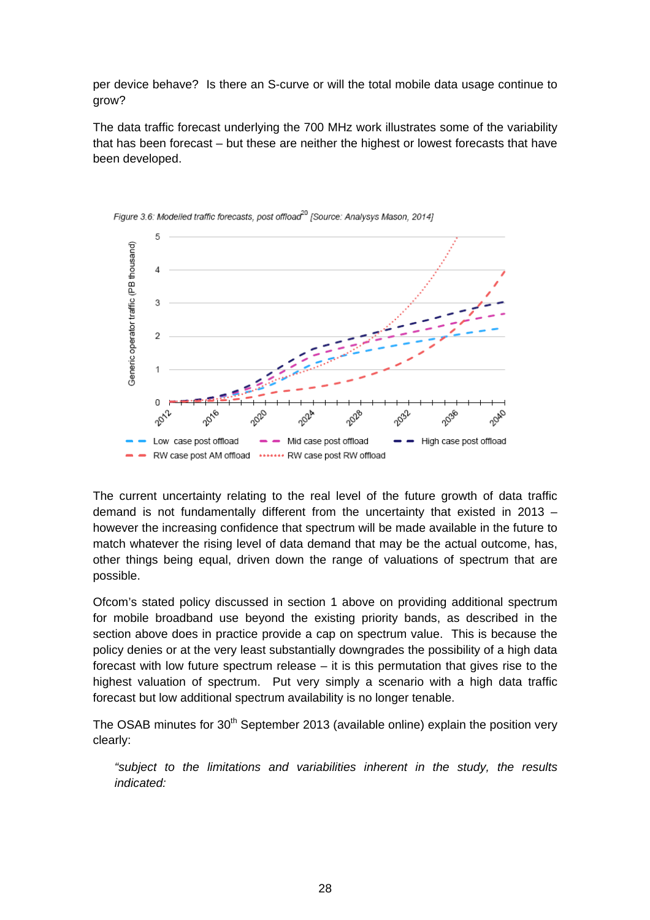per device behave? Is there an S-curve or will the total mobile data usage continue to grow?

The data traffic forecast underlying the 700 MHz work illustrates some of the variability that has been forecast – but these are neither the highest or lowest forecasts that have been developed.

*Figure 3.6: Modelled traffic forecasts, post offload[20] [Source: Analysys Mason, 2014]*

The current uncertainty relating to the real level of the future growth of data traffic demand is not fundamentally different from the uncertainty that existed in 2013 – however the increasing confidence that spectrum will be made available in the future to match whatever the rising level of data demand that may be the actual outcome, has, other things being equal, driven down the range of valuations of spectrum that are possible.

Ofcom's stated policy discussed in section 1 above on providing additional spectrum for mobile broadband use beyond the existing priority bands, as described in the section above does in practice provide a cap on spectrum value. This is because the policy denies or at the very least substantially downgrades the possibility of a high data forecast with low future spectrum release – it is this permutation that gives rise to the highest valuation of spectrum. Put very simply a scenario with a high data traffic forecast but low additional spectrum availability is no longer tenable.

The OSAB minutes for 30th September 2013 (available online) explain the position very clearly:

> *"subject to the limitations and variabilities inherent in the study, the results indicated:*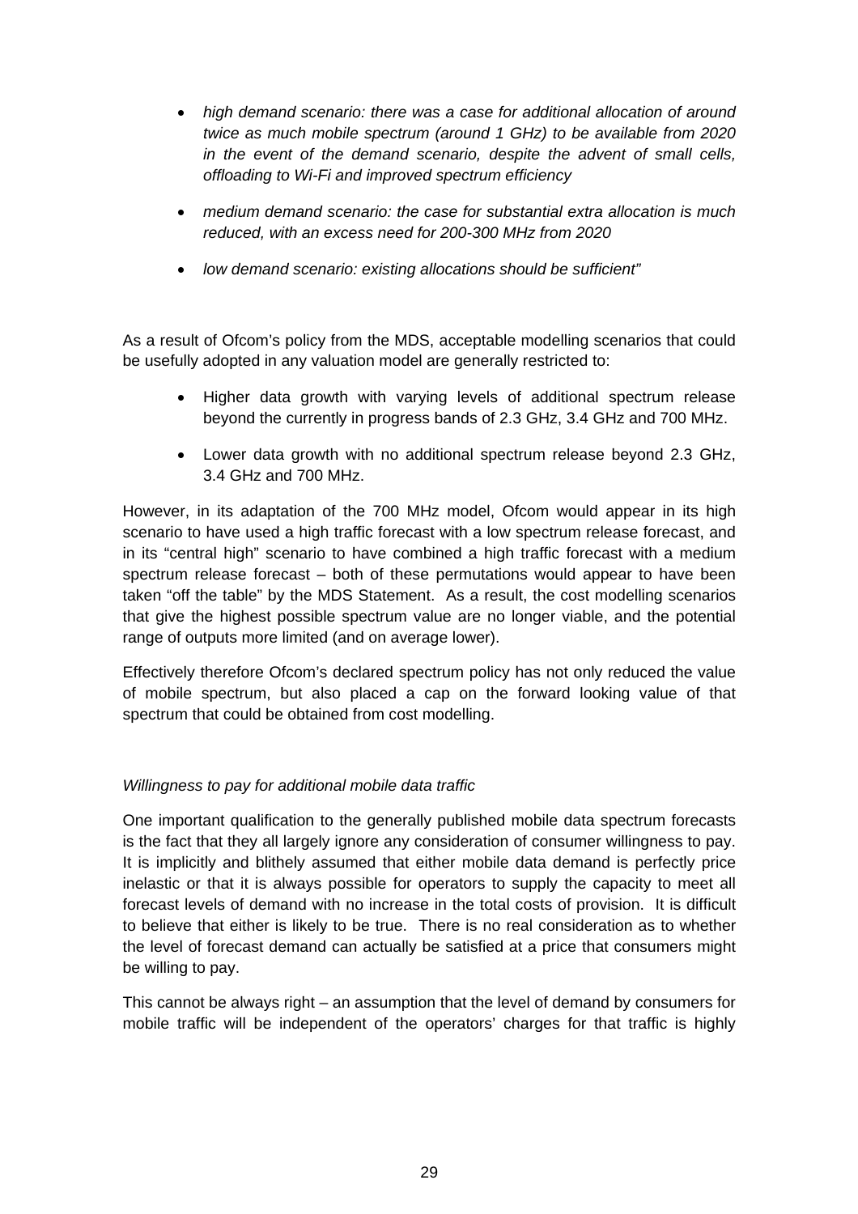- *high demand scenario: there was a case for additional allocation of around twice as much mobile spectrum (around 1 GHz) to be available from 2020 in the event of the demand scenario, despite the advent of small cells, offloading to Wi-Fi and improved spectrum efficiency*

- *medium demand scenario: the case for substantial extra allocation is much reduced, with an excess need for 200-300 MHz from 2020*

- *low demand scenario: existing allocations should be sufficient"*

As a result of Ofcom's policy from the MDS, acceptable modelling scenarios that could be usefully adopted in any valuation model are generally restricted to:

- Higher data growth with varying levels of additional spectrum release beyond the currently in progress bands of 2.3 GHz, 3.4 GHz and 700 MHz.

- Lower data growth with no additional spectrum release beyond 2.3 GHz, 3.4 GHz and 700 MHz.

However, in its adaptation of the 700 MHz model, Ofcom would appear in its high scenario to have used a high traffic forecast with a low spectrum release forecast, and in its "central high" scenario to have combined a high traffic forecast with a medium spectrum release forecast – both of these permutations would appear to have been taken "off the table" by the MDS Statement. As a result, the cost modelling scenarios that give the highest possible spectrum value are no longer viable, and the potential range of outputs more limited (and on average lower).

Effectively therefore Ofcom's declared spectrum policy has not only reduced the value of mobile spectrum, but also placed a cap on the forward looking value of that spectrum that could be obtained from cost modelling.

*Willingness to pay for additional mobile data traffic*

One important qualification to the generally published mobile data spectrum forecasts is the fact that they all largely ignore any consideration of consumer willingness to pay. It is implicitly and blithely assumed that either mobile data demand is perfectly price inelastic or that it is always possible for operators to supply the capacity to meet all forecast levels of demand with no increase in the total costs of provision. It is difficult to believe that either is likely to be true. There is no real consideration as to whether the level of forecast demand can actually be satisfied at a price that consumers might be willing to pay.

This cannot be always right – an assumption that the level of demand by consumers for mobile traffic will be independent of the operators' charges for that traffic is highly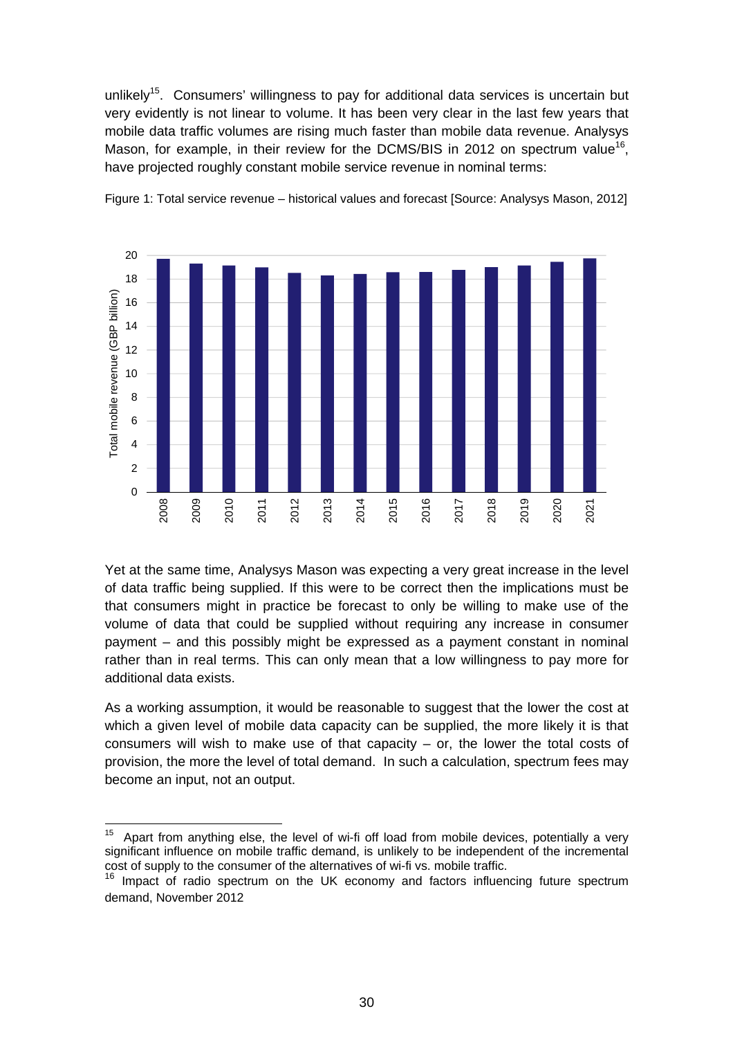unlikely[15]. Consumers' willingness to pay for additional data services is uncertain but very evidently is not linear to volume. It has been very clear in the last few years that mobile data traffic volumes are rising much faster than mobile data revenue. Analysys Mason, for example, in their review for the DCMS/BIS in 2012 on spectrum value[16], have projected roughly constant mobile service revenue in nominal terms:

Figure 1: Total service revenue – historical values and forecast [Source: Analysys Mason, 2012]

Yet at the same time, Analysys Mason was expecting a very great increase in the level of data traffic being supplied. If this were to be correct then the implications must be that consumers might in practice be forecast to only be willing to make use of the volume of data that could be supplied without requiring any increase in consumer payment – and this possibly might be expressed as a payment constant in nominal rather than in real terms. This can only mean that a low willingness to pay more for additional data exists.

As a working assumption, it would be reasonable to suggest that the lower the cost at which a given level of mobile data capacity can be supplied, the more likely it is that consumers will wish to make use of that capacity – or, the lower the total costs of provision, the more the level of total demand. In such a calculation, spectrum fees may become an input, not an output.

---

[15] Apart from anything else, the level of wi-fi off load from mobile devices, potentially a very significant influence on mobile traffic demand, is unlikely to be independent of the incremental cost of supply to the consumer of the alternatives of wi-fi vs. mobile traffic.

[16] Impact of radio spectrum on the UK economy and factors influencing future spectrum demand, November 2012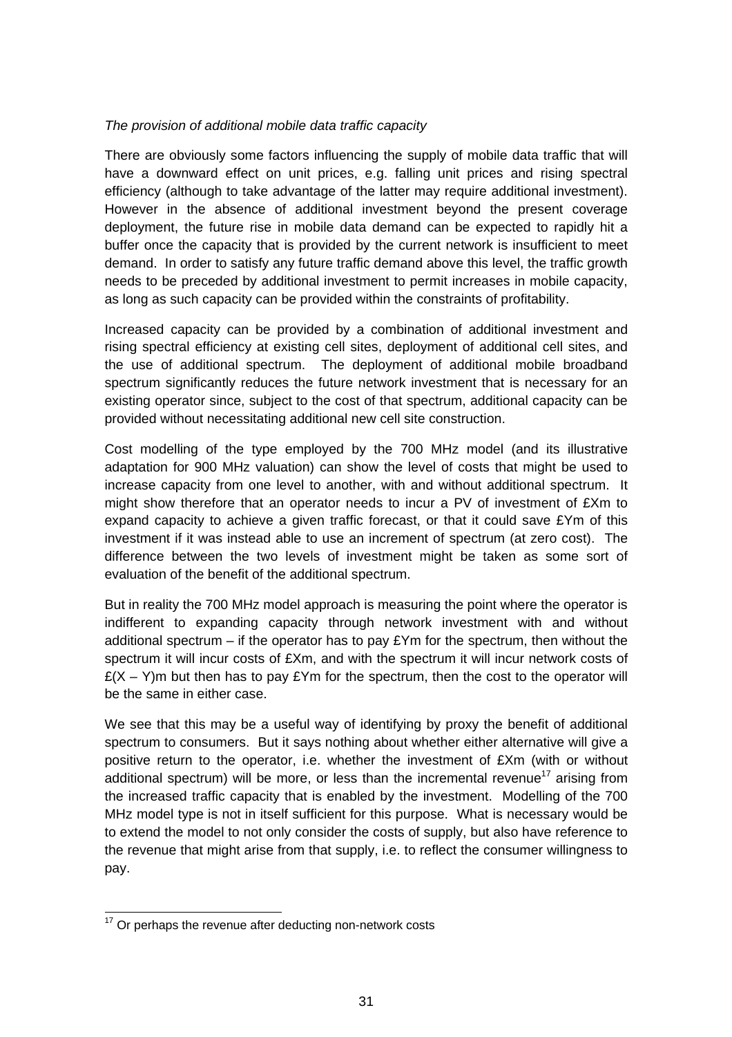*The provision of additional mobile data traffic capacity*

There are obviously some factors influencing the supply of mobile data traffic that will have a downward effect on unit prices, e.g. falling unit prices and rising spectral efficiency (although to take advantage of the latter may require additional investment). However in the absence of additional investment beyond the present coverage deployment, the future rise in mobile data demand can be expected to rapidly hit a buffer once the capacity that is provided by the current network is insufficient to meet demand. In order to satisfy any future traffic demand above this level, the traffic growth needs to be preceded by additional investment to permit increases in mobile capacity, as long as such capacity can be provided within the constraints of profitability.

Increased capacity can be provided by a combination of additional investment and rising spectral efficiency at existing cell sites, deployment of additional cell sites, and the use of additional spectrum. The deployment of additional mobile broadband spectrum significantly reduces the future network investment that is necessary for an existing operator since, subject to the cost of that spectrum, additional capacity can be provided without necessitating additional new cell site construction.

Cost modelling of the type employed by the 700 MHz model (and its illustrative adaptation for 900 MHz valuation) can show the level of costs that might be used to increase capacity from one level to another, with and without additional spectrum. It might show therefore that an operator needs to incur a PV of investment of £Xm to expand capacity to achieve a given traffic forecast, or that it could save £Ym of this investment if it was instead able to use an increment of spectrum (at zero cost). The difference between the two levels of investment might be taken as some sort of evaluation of the benefit of the additional spectrum.

But in reality the 700 MHz model approach is measuring the point where the operator is indifferent to expanding capacity through network investment with and without additional spectrum – if the operator has to pay £Ym for the spectrum, then without the spectrum it will incur costs of £Xm, and with the spectrum it will incur network costs of £(X – Y)m but then has to pay £Ym for the spectrum, then the cost to the operator will be the same in either case.

We see that this may be a useful way of identifying by proxy the benefit of additional spectrum to consumers. But it says nothing about whether either alternative will give a positive return to the operator, i.e. whether the investment of £Xm (with or without additional spectrum) will be more, or less than the incremental revenue[17] arising from the increased traffic capacity that is enabled by the investment. Modelling of the 700 MHz model type is not in itself sufficient for this purpose. What is necessary would be to extend the model to not only consider the costs of supply, but also have reference to the revenue that might arise from that supply, i.e. to reflect the consumer willingness to pay.

---

[17] Or perhaps the revenue after deducting non-network costs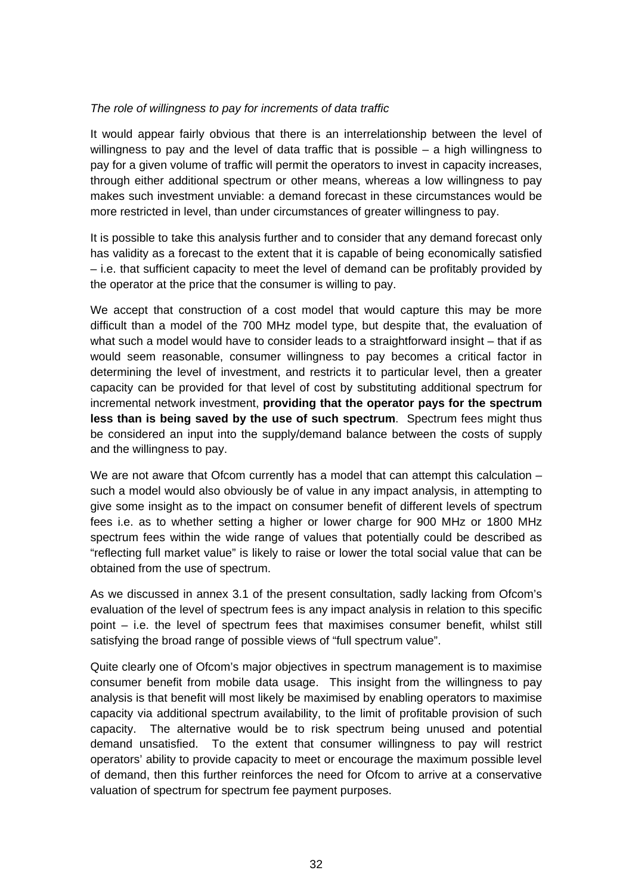*The role of willingness to pay for increments of data traffic*

It would appear fairly obvious that there is an interrelationship between the level of willingness to pay and the level of data traffic that is possible – a high willingness to pay for a given volume of traffic will permit the operators to invest in capacity increases, through either additional spectrum or other means, whereas a low willingness to pay makes such investment unviable: a demand forecast in these circumstances would be more restricted in level, than under circumstances of greater willingness to pay.

It is possible to take this analysis further and to consider that any demand forecast only has validity as a forecast to the extent that it is capable of being economically satisfied – i.e. that sufficient capacity to meet the level of demand can be profitably provided by the operator at the price that the consumer is willing to pay.

We accept that construction of a cost model that would capture this may be more difficult than a model of the 700 MHz model type, but despite that, the evaluation of what such a model would have to consider leads to a straightforward insight – that if as would seem reasonable, consumer willingness to pay becomes a critical factor in determining the level of investment, and restricts it to particular level, then a greater capacity can be provided for that level of cost by substituting additional spectrum for incremental network investment, **providing that the operator pays for the spectrum less than is being saved by the use of such spectrum**. Spectrum fees might thus be considered an input into the supply/demand balance between the costs of supply and the willingness to pay.

We are not aware that Ofcom currently has a model that can attempt this calculation – such a model would also obviously be of value in any impact analysis, in attempting to give some insight as to the impact on consumer benefit of different levels of spectrum fees i.e. as to whether setting a higher or lower charge for 900 MHz or 1800 MHz spectrum fees within the wide range of values that potentially could be described as "reflecting full market value" is likely to raise or lower the total social value that can be obtained from the use of spectrum.

As we discussed in annex 3.1 of the present consultation, sadly lacking from Ofcom's evaluation of the level of spectrum fees is any impact analysis in relation to this specific point – i.e. the level of spectrum fees that maximises consumer benefit, whilst still satisfying the broad range of possible views of "full spectrum value".

Quite clearly one of Ofcom's major objectives in spectrum management is to maximise consumer benefit from mobile data usage. This insight from the willingness to pay analysis is that benefit will most likely be maximised by enabling operators to maximise capacity via additional spectrum availability, to the limit of profitable provision of such capacity. The alternative would be to risk spectrum being unused and potential demand unsatisfied. To the extent that consumer willingness to pay will restrict operators' ability to provide capacity to meet or encourage the maximum possible level of demand, then this further reinforces the need for Ofcom to arrive at a conservative valuation of spectrum for spectrum fee payment purposes.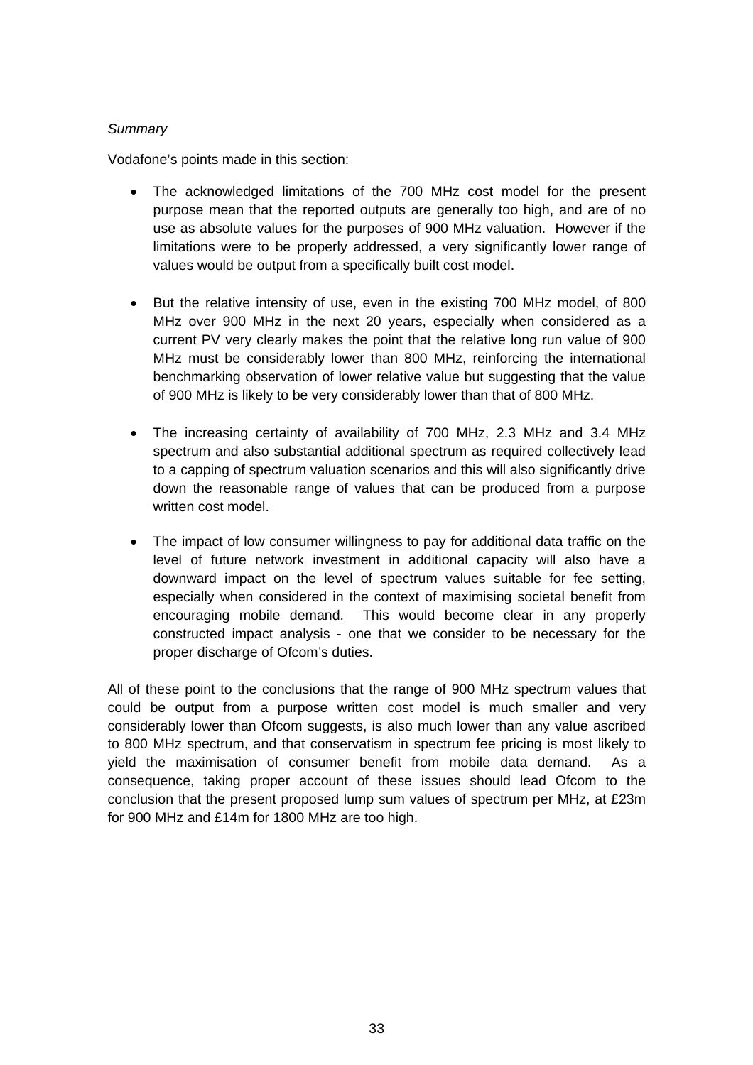*Summary*

Vodafone's points made in this section:

- The acknowledged limitations of the 700 MHz cost model for the present purpose mean that the reported outputs are generally too high, and are of no use as absolute values for the purposes of 900 MHz valuation. However if the limitations were to be properly addressed, a very significantly lower range of values would be output from a specifically built cost model.

- But the relative intensity of use, even in the existing 700 MHz model, of 800 MHz over 900 MHz in the next 20 years, especially when considered as a current PV very clearly makes the point that the relative long run value of 900 MHz must be considerably lower than 800 MHz, reinforcing the international benchmarking observation of lower relative value but suggesting that the value of 900 MHz is likely to be very considerably lower than that of 800 MHz.

- The increasing certainty of availability of 700 MHz, 2.3 MHz and 3.4 MHz spectrum and also substantial additional spectrum as required collectively lead to a capping of spectrum valuation scenarios and this will also significantly drive down the reasonable range of values that can be produced from a purpose written cost model.

- The impact of low consumer willingness to pay for additional data traffic on the level of future network investment in additional capacity will also have a downward impact on the level of spectrum values suitable for fee setting, especially when considered in the context of maximising societal benefit from encouraging mobile demand. This would become clear in any properly constructed impact analysis - one that we consider to be necessary for the proper discharge of Ofcom's duties.

All of these point to the conclusions that the range of 900 MHz spectrum values that could be output from a purpose written cost model is much smaller and very considerably lower than Ofcom suggests, is also much lower than any value ascribed to 800 MHz spectrum, and that conservatism in spectrum fee pricing is most likely to yield the maximisation of consumer benefit from mobile data demand. As a consequence, taking proper account of these issues should lead Ofcom to the conclusion that the present proposed lump sum values of spectrum per MHz, at £23m for 900 MHz and £14m for 1800 MHz are too high.